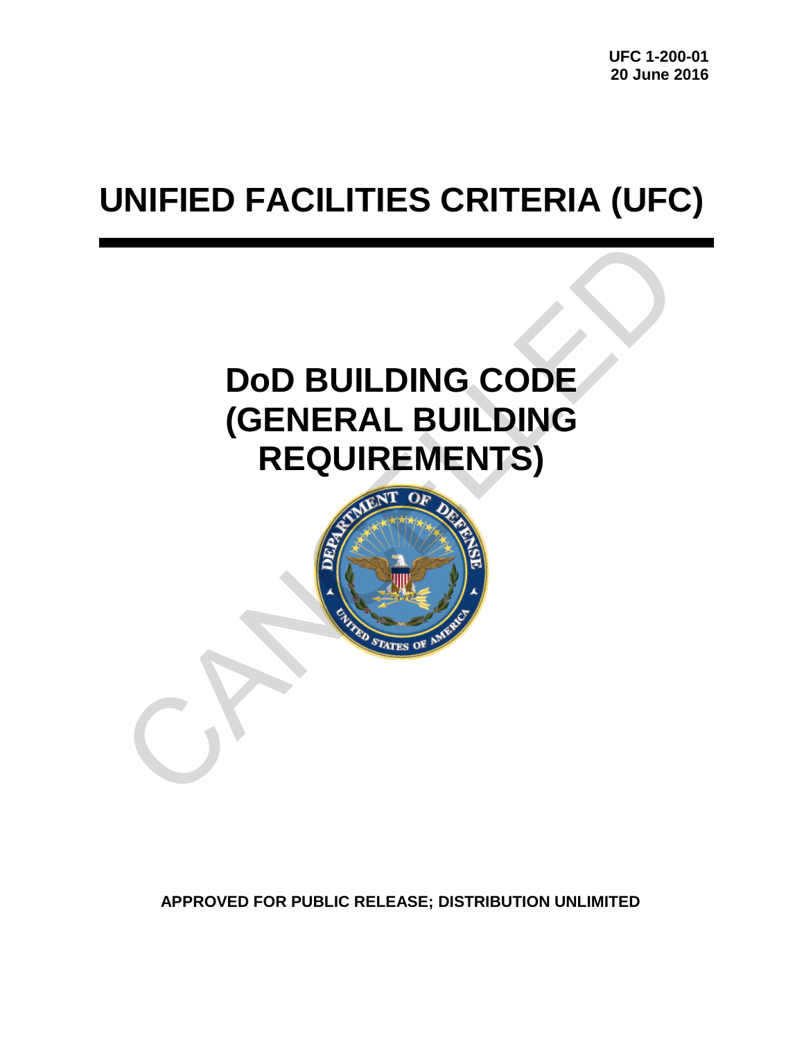UFC 1-200-01
20 June 2016

# UNIFIED FACILITIES CRITERIA (UFC)

# DoD BUILDING CODE (GENERAL BUILDING REQUIREMENTS)

APPROVED FOR PUBLIC RELEASE; DISTRIBUTION UNLIMITED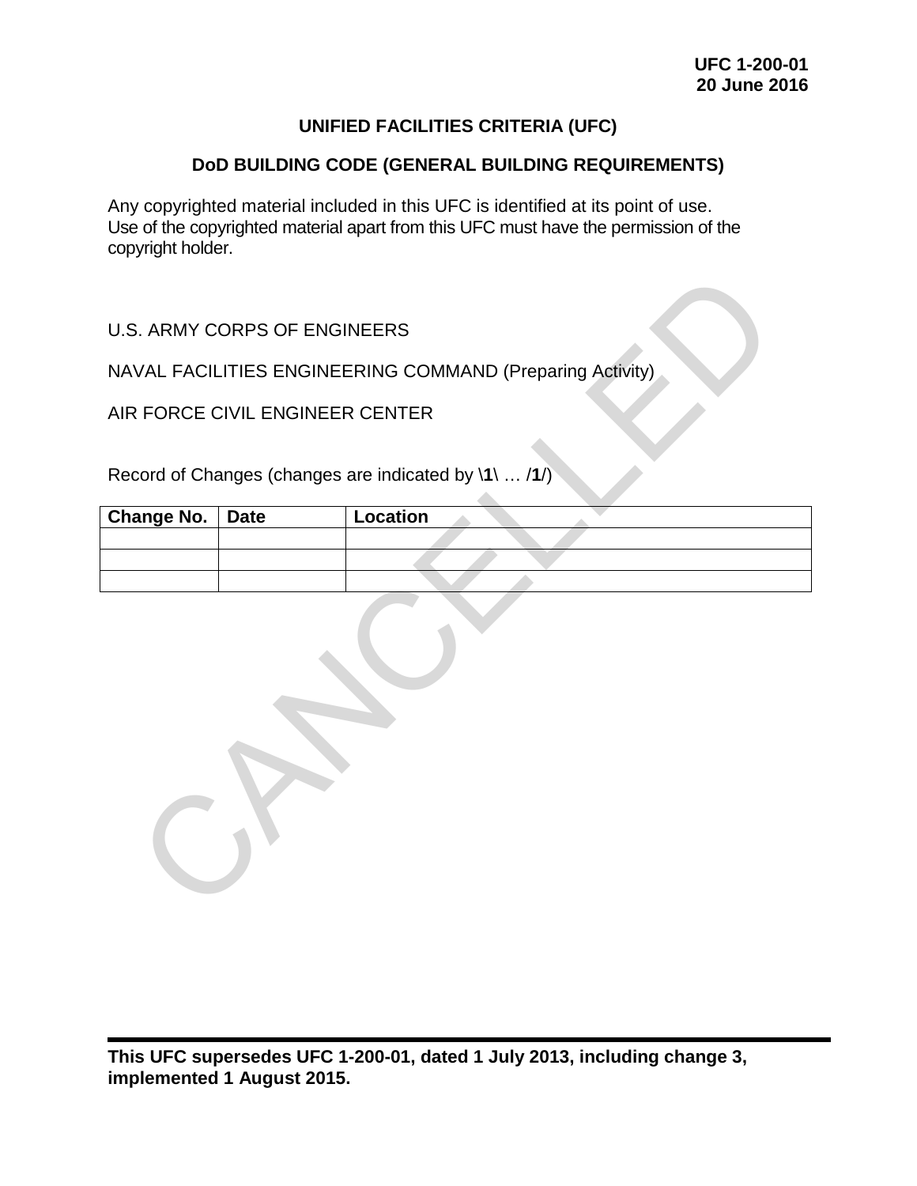**UFC 1-200-01**
**20 June 2016**

# UNIFIED FACILITIES CRITERIA (UFC)

## DoD BUILDING CODE (GENERAL BUILDING REQUIREMENTS)

Any copyrighted material included in this UFC is identified at its point of use. Use of the copyrighted material apart from this UFC must have the permission of the copyright holder.

U.S. ARMY CORPS OF ENGINEERS

NAVAL FACILITIES ENGINEERING COMMAND (Preparing Activity)

AIR FORCE CIVIL ENGINEER CENTER

Record of Changes (changes are indicated by **\1\** … /**1**/)

| Change No. | Date | Location |
|---|---|---|
| | | |
| | | |
| | | |

CANCELLED

**This UFC supersedes UFC 1-200-01, dated 1 July 2013, including change 3, implemented 1 August 2015.**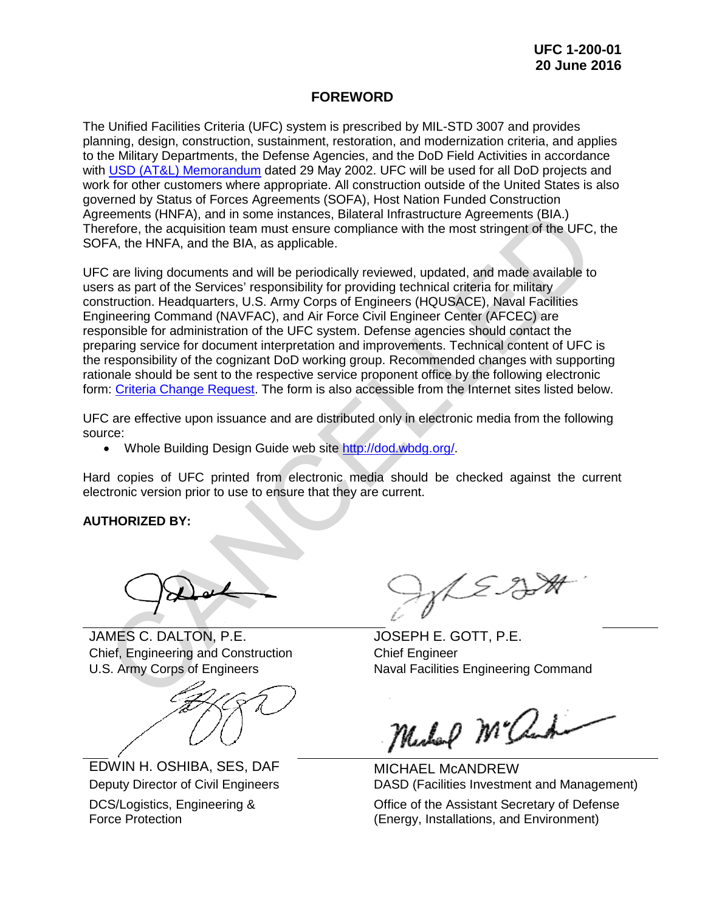# FOREWORD

The Unified Facilities Criteria (UFC) system is prescribed by MIL-STD 3007 and provides planning, design, construction, sustainment, restoration, and modernization criteria, and applies to the Military Departments, the Defense Agencies, and the DoD Field Activities in accordance with USD (AT&L) Memorandum dated 29 May 2002. UFC will be used for all DoD projects and work for other customers where appropriate. All construction outside of the United States is also governed by Status of Forces Agreements (SOFA), Host Nation Funded Construction Agreements (HNFA), and in some instances, Bilateral Infrastructure Agreements (BIA.) Therefore, the acquisition team must ensure compliance with the most stringent of the UFC, the SOFA, the HNFA, and the BIA, as applicable.

UFC are living documents and will be periodically reviewed, updated, and made available to users as part of the Services' responsibility for providing technical criteria for military construction. Headquarters, U.S. Army Corps of Engineers (HQUSACE), Naval Facilities Engineering Command (NAVFAC), and Air Force Civil Engineer Center (AFCEC) are responsible for administration of the UFC system. Defense agencies should contact the preparing service for document interpretation and improvements. Technical content of UFC is the responsibility of the cognizant DoD working group. Recommended changes with supporting rationale should be sent to the respective service proponent office by the following electronic form: Criteria Change Request. The form is also accessible from the Internet sites listed below.

UFC are effective upon issuance and are distributed only in electronic media from the following source:

- Whole Building Design Guide web site http://dod.wbdg.org/.

Hard copies of UFC printed from electronic media should be checked against the current electronic version prior to use to ensure that they are current.

**AUTHORIZED BY:**

JAMES C. DALTON, P.E.
Chief, Engineering and Construction
U.S. Army Corps of Engineers

JOSEPH E. GOTT, P.E.
Chief Engineer
Naval Facilities Engineering Command

EDWIN H. OSHIBA, SES, DAF
Deputy Director of Civil Engineers
DCS/Logistics, Engineering & Force Protection

MICHAEL McANDREW
DASD (Facilities Investment and Management)
Office of the Assistant Secretary of Defense (Energy, Installations, and Environment)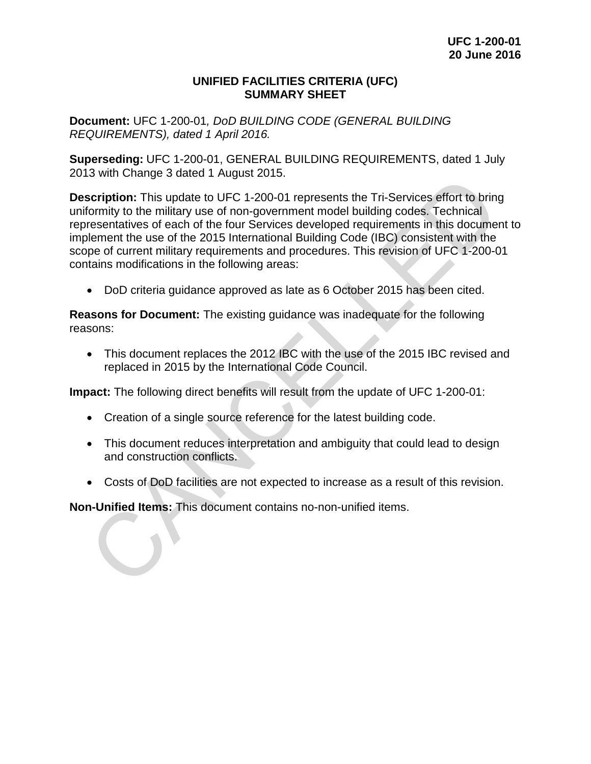**UFC 1-200-01**
**20 June 2016**

## UNIFIED FACILITIES CRITERIA (UFC) SUMMARY SHEET

**Document:** UFC 1-200-01*, DoD BUILDING CODE (GENERAL BUILDING REQUIREMENTS), dated 1 April 2016.*

**Superseding:** UFC 1-200-01, GENERAL BUILDING REQUIREMENTS, dated 1 July 2013 with Change 3 dated 1 August 2015.

**Description:** This update to UFC 1-200-01 represents the Tri-Services effort to bring uniformity to the military use of non-government model building codes. Technical representatives of each of the four Services developed requirements in this document to implement the use of the 2015 International Building Code (IBC) consistent with the scope of current military requirements and procedures. This revision of UFC 1-200-01 contains modifications in the following areas:

- DoD criteria guidance approved as late as 6 October 2015 has been cited.

**Reasons for Document:** The existing guidance was inadequate for the following reasons:

- This document replaces the 2012 IBC with the use of the 2015 IBC revised and replaced in 2015 by the International Code Council.

**Impact:** The following direct benefits will result from the update of UFC 1-200-01:

- Creation of a single source reference for the latest building code.
- This document reduces interpretation and ambiguity that could lead to design and construction conflicts.
- Costs of DoD facilities are not expected to increase as a result of this revision.

**Non-Unified Items:** This document contains no-non-unified items.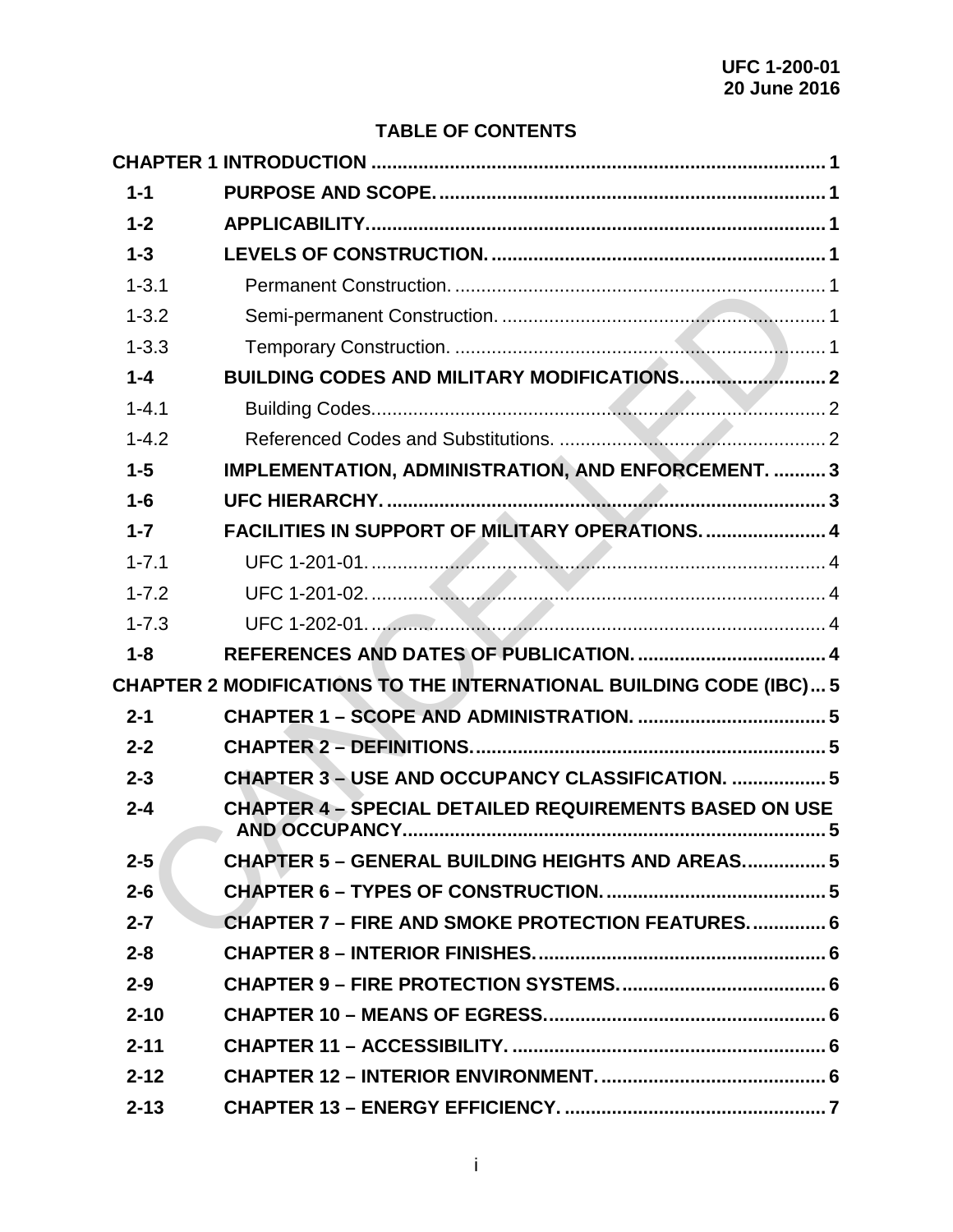# TABLE OF CONTENTS

**CHAPTER 1 INTRODUCTION ........................................................................................ 1**

| | | |
|---|---|---|
| **1-1** | **PURPOSE AND SCOPE.** | **1** |
| **1-2** | **APPLICABILITY.** | **1** |
| **1-3** | **LEVELS OF CONSTRUCTION.** | **1** |
| 1-3.1 | Permanent Construction. | 1 |
| 1-3.2 | Semi-permanent Construction. | 1 |
| 1-3.3 | Temporary Construction. | 1 |
| **1-4** | **BUILDING CODES AND MILITARY MODIFICATIONS.** | **2** |
| 1-4.1 | Building Codes. | 2 |
| 1-4.2 | Referenced Codes and Substitutions. | 2 |
| **1-5** | **IMPLEMENTATION, ADMINISTRATION, AND ENFORCEMENT.** | **3** |
| **1-6** | **UFC HIERARCHY.** | **3** |
| **1-7** | **FACILITIES IN SUPPORT OF MILITARY OPERATIONS.** | **4** |
| 1-7.1 | UFC 1-201-01. | 4 |
| 1-7.2 | UFC 1-201-02. | 4 |
| 1-7.3 | UFC 1-202-01. | 4 |
| **1-8** | **REFERENCES AND DATES OF PUBLICATION.** | **4** |

**CHAPTER 2 MODIFICATIONS TO THE INTERNATIONAL BUILDING CODE (IBC)... 5**

| | | |
|---|---|---|
| **2-1** | **CHAPTER 1 – SCOPE AND ADMINISTRATION.** | **5** |
| **2-2** | **CHAPTER 2 – DEFINITIONS.** | **5** |
| **2-3** | **CHAPTER 3 – USE AND OCCUPANCY CLASSIFICATION.** | **5** |
| **2-4** | **CHAPTER 4 – SPECIAL DETAILED REQUIREMENTS BASED ON USE AND OCCUPANCY.** | **5** |
| **2-5** | **CHAPTER 5 – GENERAL BUILDING HEIGHTS AND AREAS.** | **5** |
| **2-6** | **CHAPTER 6 – TYPES OF CONSTRUCTION.** | **5** |
| **2-7** | **CHAPTER 7 – FIRE AND SMOKE PROTECTION FEATURES.** | **6** |
| **2-8** | **CHAPTER 8 – INTERIOR FINISHES.** | **6** |
| **2-9** | **CHAPTER 9 – FIRE PROTECTION SYSTEMS.** | **6** |
| **2-10** | **CHAPTER 10 – MEANS OF EGRESS.** | **6** |
| **2-11** | **CHAPTER 11 – ACCESSIBILITY.** | **6** |
| **2-12** | **CHAPTER 12 – INTERIOR ENVIRONMENT.** | **6** |
| **2-13** | **CHAPTER 13 – ENERGY EFFICIENCY.** | **7** |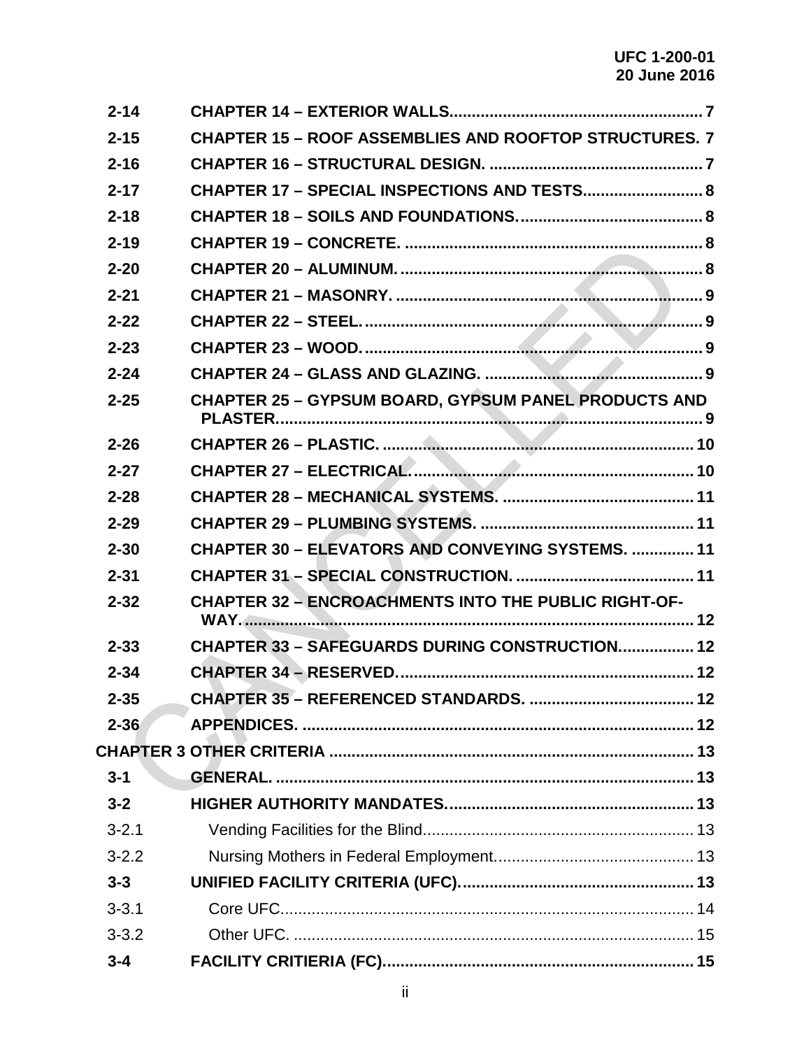| | | |
|---|---|---|
| **2-14** | **CHAPTER 14 – EXTERIOR WALLS.** | **7** |
| **2-15** | **CHAPTER 15 – ROOF ASSEMBLIES AND ROOFTOP STRUCTURES.** | **7** |
| **2-16** | **CHAPTER 16 – STRUCTURAL DESIGN.** | **7** |
| **2-17** | **CHAPTER 17 – SPECIAL INSPECTIONS AND TESTS.** | **8** |
| **2-18** | **CHAPTER 18 – SOILS AND FOUNDATIONS.** | **8** |
| **2-19** | **CHAPTER 19 – CONCRETE.** | **8** |
| **2-20** | **CHAPTER 20 – ALUMINUM.** | **8** |
| **2-21** | **CHAPTER 21 – MASONRY.** | **9** |
| **2-22** | **CHAPTER 22 – STEEL.** | **9** |
| **2-23** | **CHAPTER 23 – WOOD.** | **9** |
| **2-24** | **CHAPTER 24 – GLASS AND GLAZING.** | **9** |
| **2-25** | **CHAPTER 25 – GYPSUM BOARD, GYPSUM PANEL PRODUCTS AND PLASTER.** | **9** |
| **2-26** | **CHAPTER 26 – PLASTIC.** | **10** |
| **2-27** | **CHAPTER 27 – ELECTRICAL.** | **10** |
| **2-28** | **CHAPTER 28 – MECHANICAL SYSTEMS.** | **11** |
| **2-29** | **CHAPTER 29 – PLUMBING SYSTEMS.** | **11** |
| **2-30** | **CHAPTER 30 – ELEVATORS AND CONVEYING SYSTEMS.** | **11** |
| **2-31** | **CHAPTER 31 – SPECIAL CONSTRUCTION.** | **11** |
| **2-32** | **CHAPTER 32 – ENCROACHMENTS INTO THE PUBLIC RIGHT-OF-WAY.** | **12** |
| **2-33** | **CHAPTER 33 – SAFEGUARDS DURING CONSTRUCTION.** | **12** |
| **2-34** | **CHAPTER 34 – RESERVED.** | **12** |
| **2-35** | **CHAPTER 35 – REFERENCED STANDARDS.** | **12** |
| **2-36** | **APPENDICES.** | **12** |
| **CHAPTER 3 OTHER CRITERIA** | | **13** |
| **3-1** | **GENERAL.** | **13** |
| **3-2** | **HIGHER AUTHORITY MANDATES.** | **13** |
| 3-2.1 | Vending Facilities for the Blind. | 13 |
| 3-2.2 | Nursing Mothers in Federal Employment. | 13 |
| **3-3** | **UNIFIED FACILITY CRITERIA (UFC).** | **13** |
| 3-3.1 | Core UFC. | 14 |
| 3-3.2 | Other UFC. | 15 |
| **3-4** | **FACILITY CRITIERIA (FC).** | **15** |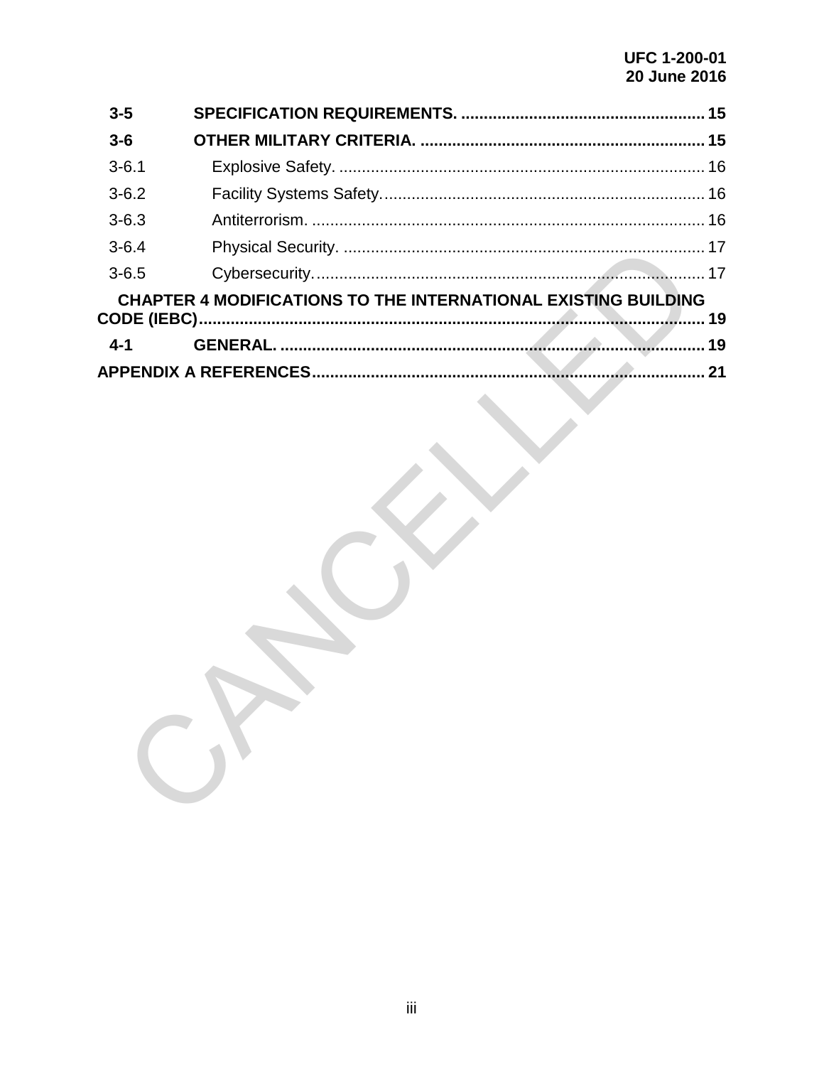**3-5 SPECIFICATION REQUIREMENTS. ...................................................... 15**

**3-6 OTHER MILITARY CRITERIA. ............................................................... 15**

3-6.1 Explosive Safety. ................................................................................ 16

3-6.2 Facility Systems Safety. ...................................................................... 16

3-6.3 Antiterrorism. ...................................................................................... 16

3-6.4 Physical Security. ............................................................................... 17

3-6.5 Cybersecurity. ..................................................................................... 17

**CHAPTER 4 MODIFICATIONS TO THE INTERNATIONAL EXISTING BUILDING CODE (IEBC)................................................................................................................ 19**

**4-1 GENERAL. ............................................................................................ 19**

**APPENDIX A REFERENCES...................................................................................... 21**

CANCELLED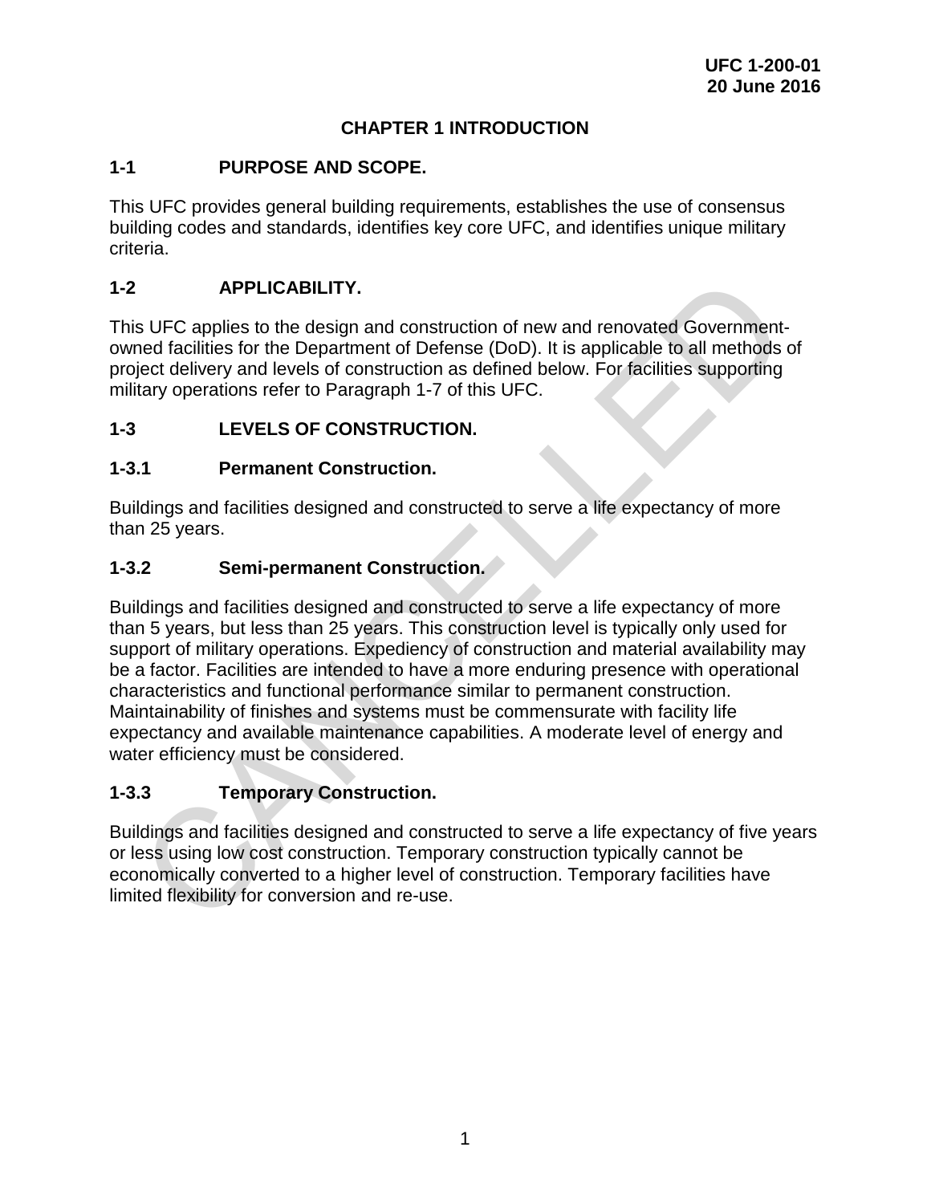# CHAPTER 1 INTRODUCTION

## 1-1 PURPOSE AND SCOPE.

This UFC provides general building requirements, establishes the use of consensus building codes and standards, identifies key core UFC, and identifies unique military criteria.

## 1-2 APPLICABILITY.

This UFC applies to the design and construction of new and renovated Government-owned facilities for the Department of Defense (DoD). It is applicable to all methods of project delivery and levels of construction as defined below. For facilities supporting military operations refer to Paragraph 1-7 of this UFC.

## 1-3 LEVELS OF CONSTRUCTION.

### 1-3.1 Permanent Construction.

Buildings and facilities designed and constructed to serve a life expectancy of more than 25 years.

### 1-3.2 Semi-permanent Construction.

Buildings and facilities designed and constructed to serve a life expectancy of more than 5 years, but less than 25 years. This construction level is typically only used for support of military operations. Expediency of construction and material availability may be a factor. Facilities are intended to have a more enduring presence with operational characteristics and functional performance similar to permanent construction. Maintainability of finishes and systems must be commensurate with facility life expectancy and available maintenance capabilities. A moderate level of energy and water efficiency must be considered.

### 1-3.3 Temporary Construction.

Buildings and facilities designed and constructed to serve a life expectancy of five years or less using low cost construction. Temporary construction typically cannot be economically converted to a higher level of construction. Temporary facilities have limited flexibility for conversion and re-use.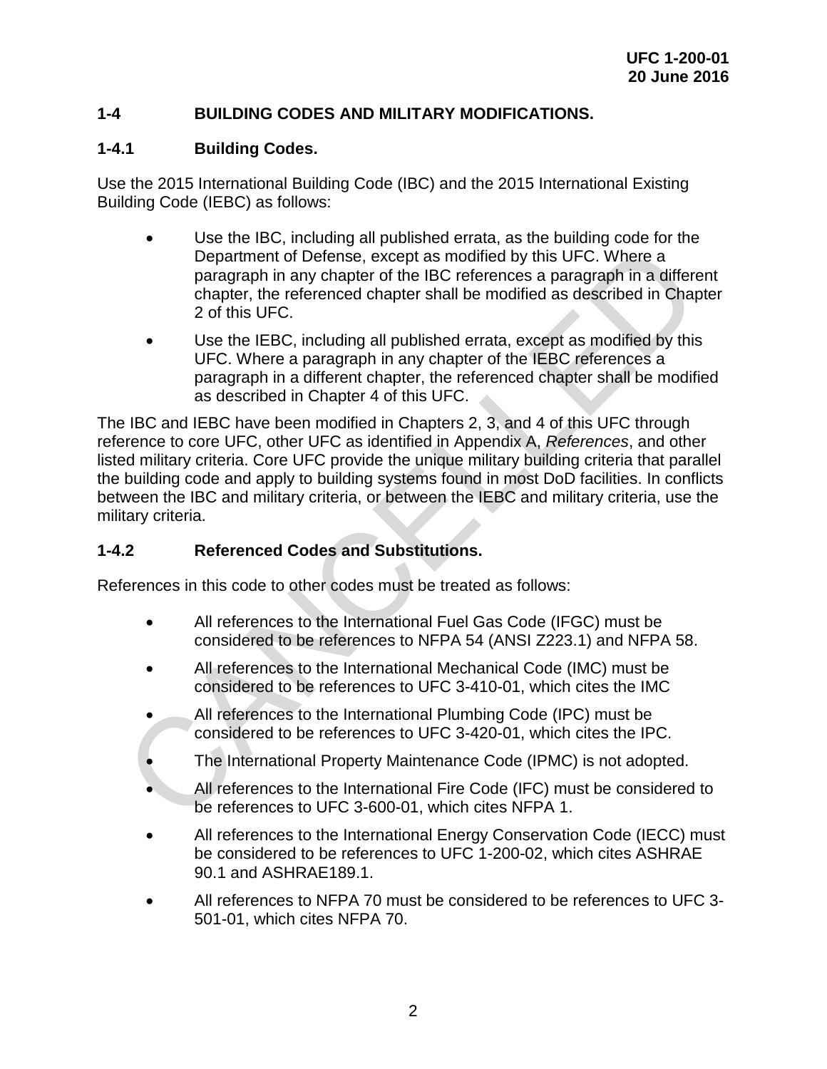## 1-4 BUILDING CODES AND MILITARY MODIFICATIONS.

### 1-4.1 Building Codes.

Use the 2015 International Building Code (IBC) and the 2015 International Existing Building Code (IEBC) as follows:

- Use the IBC, including all published errata, as the building code for the Department of Defense, except as modified by this UFC. Where a paragraph in any chapter of the IBC references a paragraph in a different chapter, the referenced chapter shall be modified as described in Chapter 2 of this UFC.
- Use the IEBC, including all published errata, except as modified by this UFC. Where a paragraph in any chapter of the IEBC references a paragraph in a different chapter, the referenced chapter shall be modified as described in Chapter 4 of this UFC.

The IBC and IEBC have been modified in Chapters 2, 3, and 4 of this UFC through reference to core UFC, other UFC as identified in Appendix A, *References*, and other listed military criteria. Core UFC provide the unique military building criteria that parallel the building code and apply to building systems found in most DoD facilities. In conflicts between the IBC and military criteria, or between the IEBC and military criteria, use the military criteria.

### 1-4.2 Referenced Codes and Substitutions.

References in this code to other codes must be treated as follows:

- All references to the International Fuel Gas Code (IFGC) must be considered to be references to NFPA 54 (ANSI Z223.1) and NFPA 58.
- All references to the International Mechanical Code (IMC) must be considered to be references to UFC 3-410-01, which cites the IMC
- All references to the International Plumbing Code (IPC) must be considered to be references to UFC 3-420-01, which cites the IPC.
- The International Property Maintenance Code (IPMC) is not adopted.
- All references to the International Fire Code (IFC) must be considered to be references to UFC 3-600-01, which cites NFPA 1.
- All references to the International Energy Conservation Code (IECC) must be considered to be references to UFC 1-200-02, which cites ASHRAE 90.1 and ASHRAE189.1.
- All references to NFPA 70 must be considered to be references to UFC 3-501-01, which cites NFPA 70.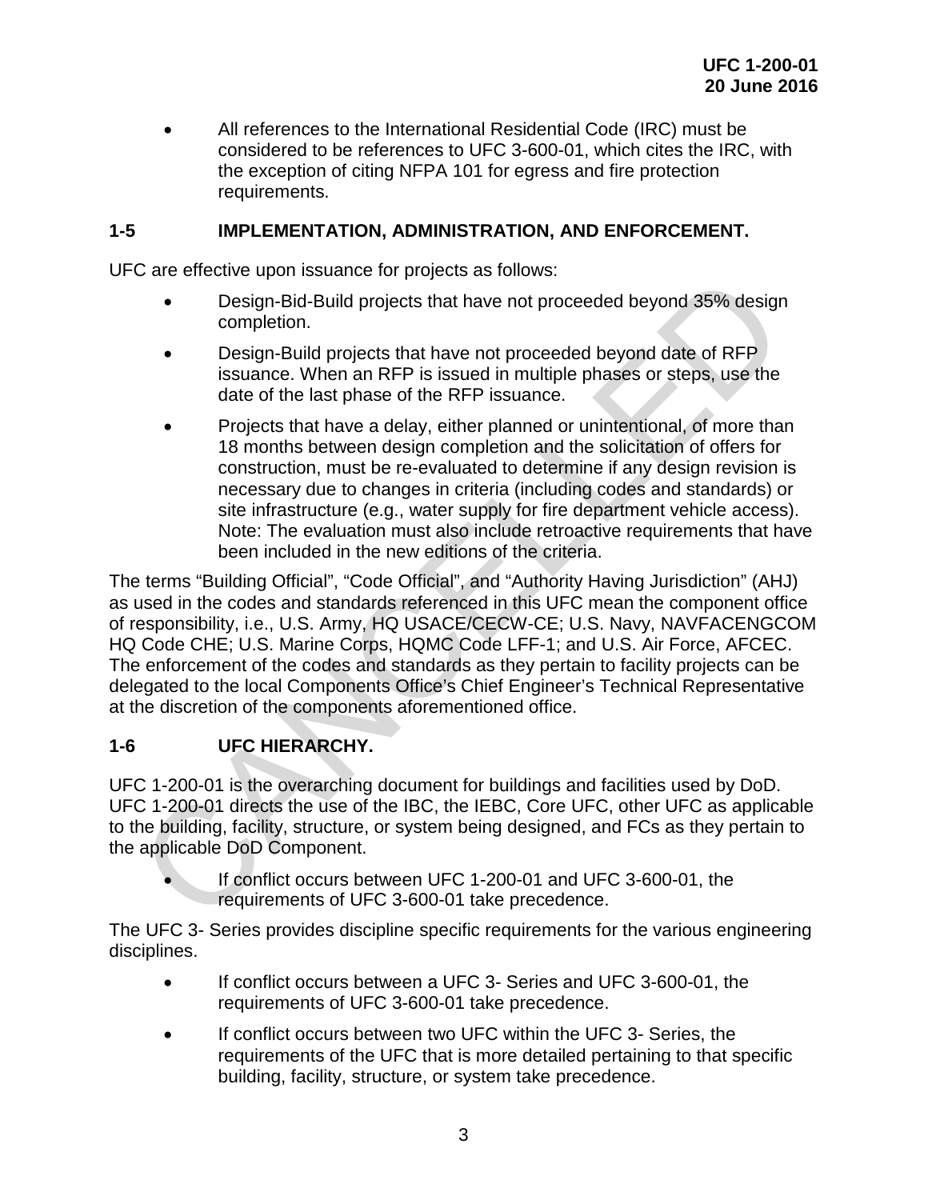- All references to the International Residential Code (IRC) must be considered to be references to UFC 3-600-01, which cites the IRC, with the exception of citing NFPA 101 for egress and fire protection requirements.

## 1-5 IMPLEMENTATION, ADMINISTRATION, AND ENFORCEMENT.

UFC are effective upon issuance for projects as follows:

- Design-Bid-Build projects that have not proceeded beyond 35% design completion.
- Design-Build projects that have not proceeded beyond date of RFP issuance. When an RFP is issued in multiple phases or steps, use the date of the last phase of the RFP issuance.
- Projects that have a delay, either planned or unintentional, of more than 18 months between design completion and the solicitation of offers for construction, must be re-evaluated to determine if any design revision is necessary due to changes in criteria (including codes and standards) or site infrastructure (e.g., water supply for fire department vehicle access). Note: The evaluation must also include retroactive requirements that have been included in the new editions of the criteria.

The terms "Building Official", "Code Official", and "Authority Having Jurisdiction" (AHJ) as used in the codes and standards referenced in this UFC mean the component office of responsibility, i.e., U.S. Army, HQ USACE/CECW-CE; U.S. Navy, NAVFACENGCOM HQ Code CHE; U.S. Marine Corps, HQMC Code LFF-1; and U.S. Air Force, AFCEC. The enforcement of the codes and standards as they pertain to facility projects can be delegated to the local Components Office's Chief Engineer's Technical Representative at the discretion of the components aforementioned office.

## 1-6 UFC HIERARCHY.

UFC 1-200-01 is the overarching document for buildings and facilities used by DoD. UFC 1-200-01 directs the use of the IBC, the IEBC, Core UFC, other UFC as applicable to the building, facility, structure, or system being designed, and FCs as they pertain to the applicable DoD Component.

- If conflict occurs between UFC 1-200-01 and UFC 3-600-01, the requirements of UFC 3-600-01 take precedence.

The UFC 3- Series provides discipline specific requirements for the various engineering disciplines.

- If conflict occurs between a UFC 3- Series and UFC 3-600-01, the requirements of UFC 3-600-01 take precedence.
- If conflict occurs between two UFC within the UFC 3- Series, the requirements of the UFC that is more detailed pertaining to that specific building, facility, structure, or system take precedence.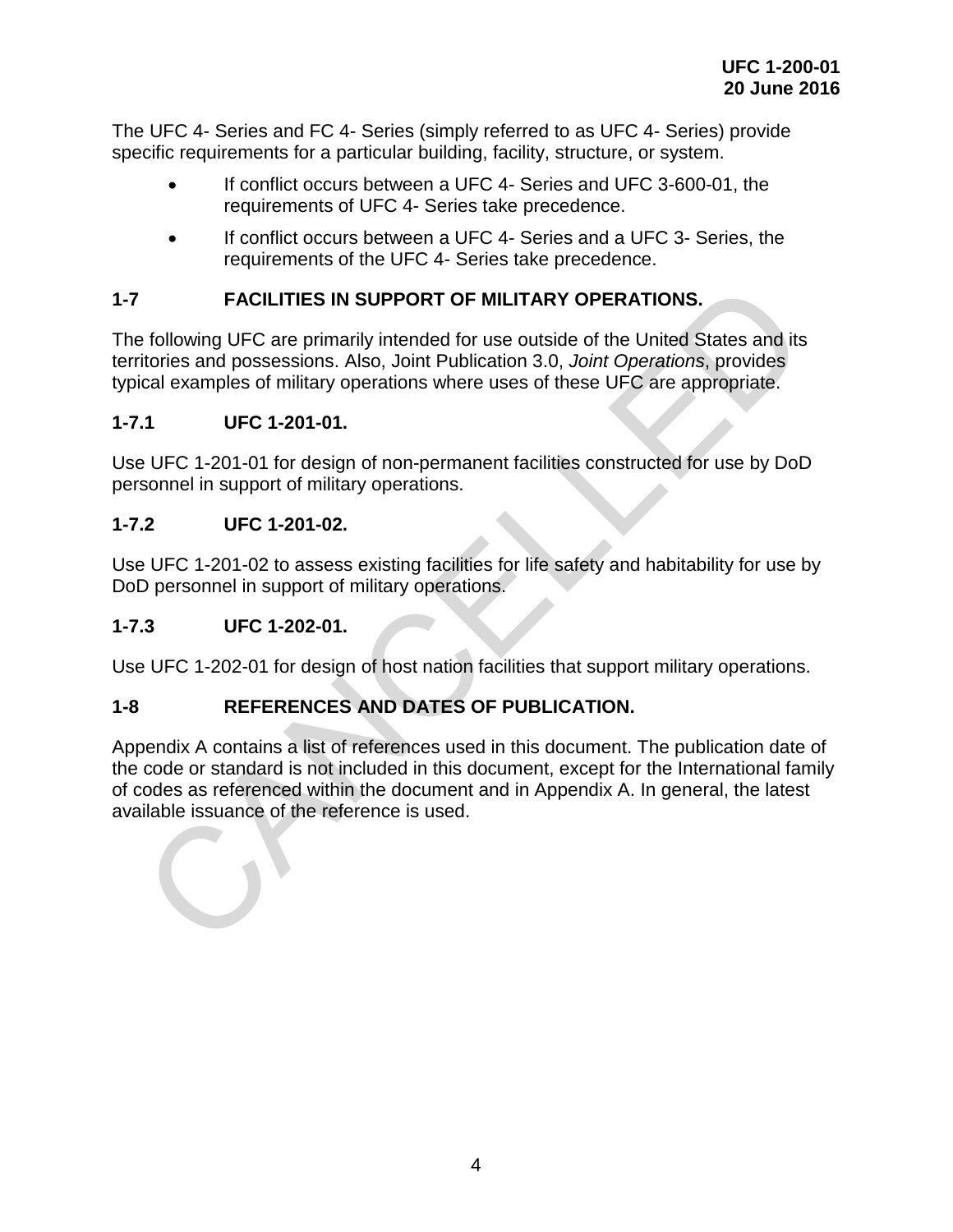The UFC 4- Series and FC 4- Series (simply referred to as UFC 4- Series) provide specific requirements for a particular building, facility, structure, or system.

- If conflict occurs between a UFC 4- Series and UFC 3-600-01, the requirements of UFC 4- Series take precedence.
- If conflict occurs between a UFC 4- Series and a UFC 3- Series, the requirements of the UFC 4- Series take precedence.

## 1-7 FACILITIES IN SUPPORT OF MILITARY OPERATIONS.

The following UFC are primarily intended for use outside of the United States and its territories and possessions. Also, Joint Publication 3.0, *Joint Operations*, provides typical examples of military operations where uses of these UFC are appropriate.

### 1-7.1 UFC 1-201-01.

Use UFC 1-201-01 for design of non-permanent facilities constructed for use by DoD personnel in support of military operations.

### 1-7.2 UFC 1-201-02.

Use UFC 1-201-02 to assess existing facilities for life safety and habitability for use by DoD personnel in support of military operations.

### 1-7.3 UFC 1-202-01.

Use UFC 1-202-01 for design of host nation facilities that support military operations.

## 1-8 REFERENCES AND DATES OF PUBLICATION.

Appendix A contains a list of references used in this document. The publication date of the code or standard is not included in this document, except for the International family of codes as referenced within the document and in Appendix A. In general, the latest available issuance of the reference is used.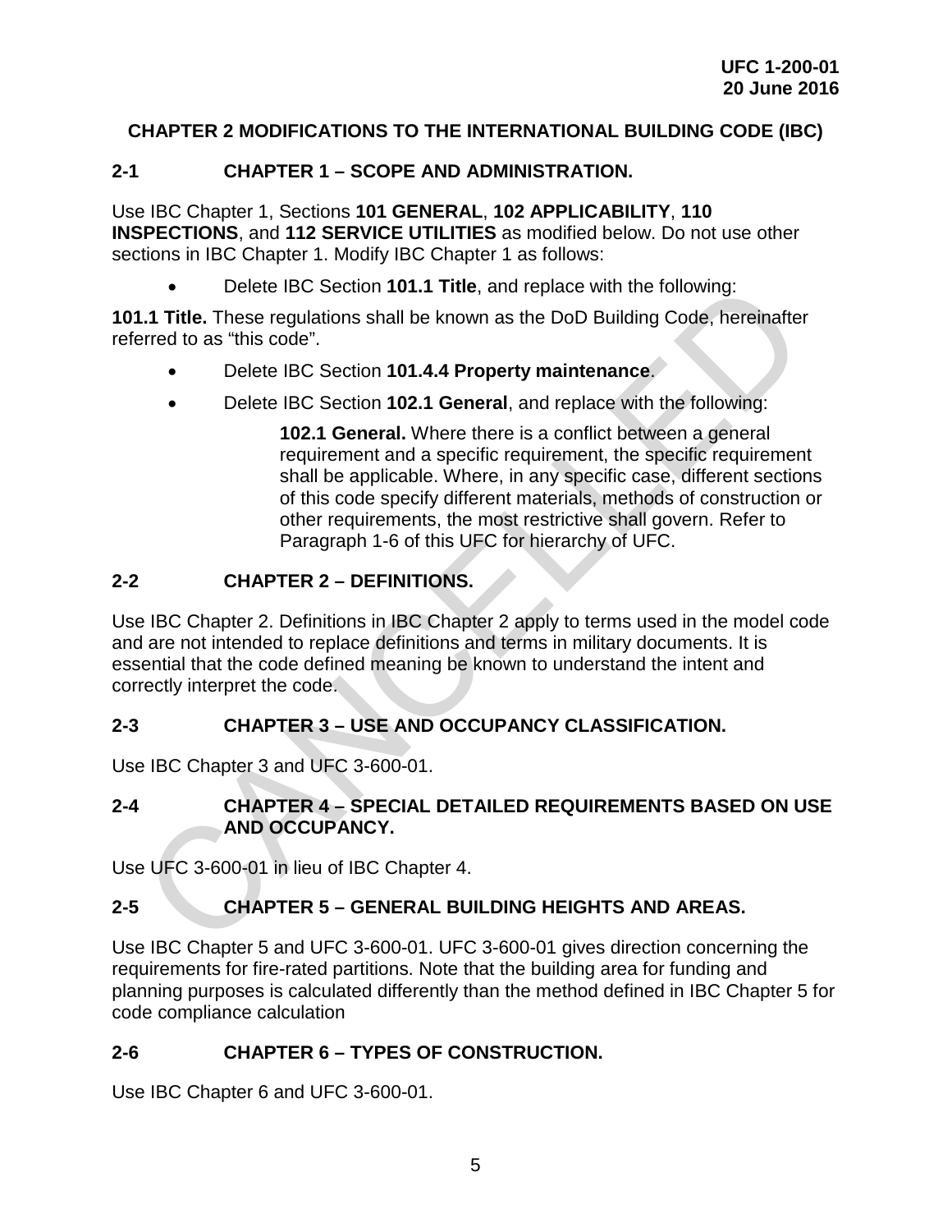# CHAPTER 2 MODIFICATIONS TO THE INTERNATIONAL BUILDING CODE (IBC)

## 2-1 CHAPTER 1 – SCOPE AND ADMINISTRATION.

Use IBC Chapter 1, Sections **101 GENERAL**, **102 APPLICABILITY**, **110 INSPECTIONS**, and **112 SERVICE UTILITIES** as modified below. Do not use other sections in IBC Chapter 1. Modify IBC Chapter 1 as follows:

- Delete IBC Section **101.1 Title**, and replace with the following:

**101.1 Title.** These regulations shall be known as the DoD Building Code, hereinafter referred to as "this code".

- Delete IBC Section **101.4.4 Property maintenance**.
- Delete IBC Section **102.1 General**, and replace with the following:

> **102.1 General.** Where there is a conflict between a general requirement and a specific requirement, the specific requirement shall be applicable. Where, in any specific case, different sections of this code specify different materials, methods of construction or other requirements, the most restrictive shall govern. Refer to Paragraph 1-6 of this UFC for hierarchy of UFC.

## 2-2 CHAPTER 2 – DEFINITIONS.

Use IBC Chapter 2. Definitions in IBC Chapter 2 apply to terms used in the model code and are not intended to replace definitions and terms in military documents. It is essential that the code defined meaning be known to understand the intent and correctly interpret the code.

## 2-3 CHAPTER 3 – USE AND OCCUPANCY CLASSIFICATION.

Use IBC Chapter 3 and UFC 3-600-01.

## 2-4 CHAPTER 4 – SPECIAL DETAILED REQUIREMENTS BASED ON USE AND OCCUPANCY.

Use UFC 3-600-01 in lieu of IBC Chapter 4.

## 2-5 CHAPTER 5 – GENERAL BUILDING HEIGHTS AND AREAS.

Use IBC Chapter 5 and UFC 3-600-01. UFC 3-600-01 gives direction concerning the requirements for fire-rated partitions. Note that the building area for funding and planning purposes is calculated differently than the method defined in IBC Chapter 5 for code compliance calculation

## 2-6 CHAPTER 6 – TYPES OF CONSTRUCTION.

Use IBC Chapter 6 and UFC 3-600-01.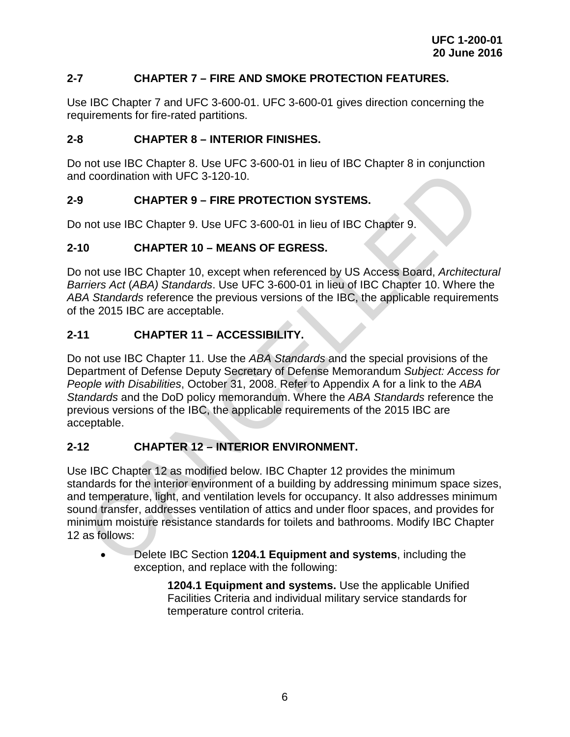## 2-7 CHAPTER 7 – FIRE AND SMOKE PROTECTION FEATURES.

Use IBC Chapter 7 and UFC 3-600-01. UFC 3-600-01 gives direction concerning the requirements for fire-rated partitions.

## 2-8 CHAPTER 8 – INTERIOR FINISHES.

Do not use IBC Chapter 8. Use UFC 3-600-01 in lieu of IBC Chapter 8 in conjunction and coordination with UFC 3-120-10.

## 2-9 CHAPTER 9 – FIRE PROTECTION SYSTEMS.

Do not use IBC Chapter 9. Use UFC 3-600-01 in lieu of IBC Chapter 9.

## 2-10 CHAPTER 10 – MEANS OF EGRESS.

Do not use IBC Chapter 10, except when referenced by US Access Board, *Architectural Barriers Act* (*ABA) Standards*. Use UFC 3-600-01 in lieu of IBC Chapter 10. Where the *ABA Standards* reference the previous versions of the IBC, the applicable requirements of the 2015 IBC are acceptable.

## 2-11 CHAPTER 11 – ACCESSIBILITY.

Do not use IBC Chapter 11. Use the *ABA Standards* and the special provisions of the Department of Defense Deputy Secretary of Defense Memorandum *Subject: Access for People with Disabilities*, October 31, 2008. Refer to Appendix A for a link to the *ABA Standards* and the DoD policy memorandum. Where the *ABA Standards* reference the previous versions of the IBC, the applicable requirements of the 2015 IBC are acceptable.

## 2-12 CHAPTER 12 – INTERIOR ENVIRONMENT.

Use IBC Chapter 12 as modified below. IBC Chapter 12 provides the minimum standards for the interior environment of a building by addressing minimum space sizes, and temperature, light, and ventilation levels for occupancy. It also addresses minimum sound transfer, addresses ventilation of attics and under floor spaces, and provides for minimum moisture resistance standards for toilets and bathrooms. Modify IBC Chapter 12 as follows:

- Delete IBC Section **1204.1 Equipment and systems**, including the exception, and replace with the following:

  **1204.1 Equipment and systems.** Use the applicable Unified Facilities Criteria and individual military service standards for temperature control criteria.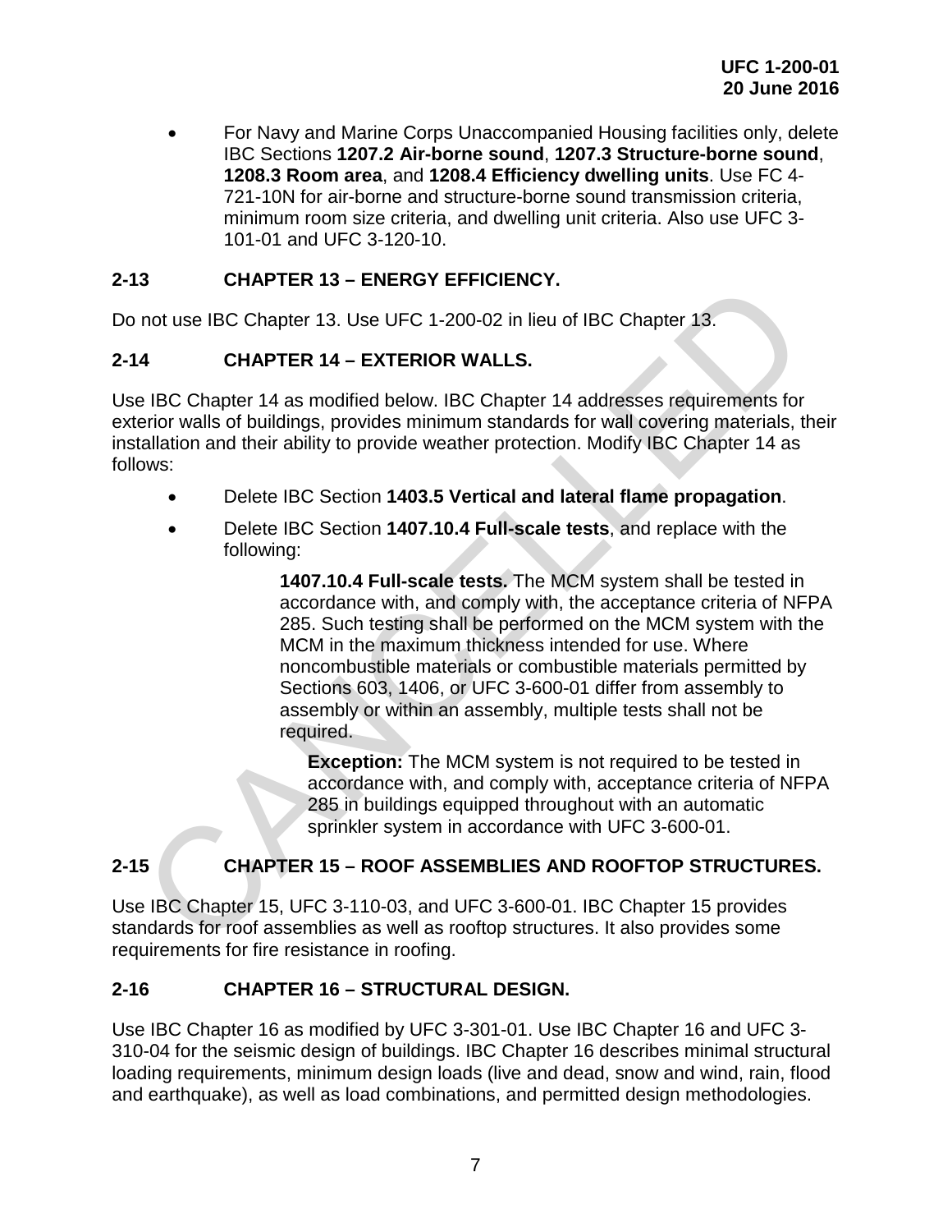- For Navy and Marine Corps Unaccompanied Housing facilities only, delete IBC Sections **1207.2 Air-borne sound**, **1207.3 Structure-borne sound**, **1208.3 Room area**, and **1208.4 Efficiency dwelling units**. Use FC 4-721-10N for air-borne and structure-borne sound transmission criteria, minimum room size criteria, and dwelling unit criteria. Also use UFC 3-101-01 and UFC 3-120-10.

## 2-13 CHAPTER 13 – ENERGY EFFICIENCY.

Do not use IBC Chapter 13. Use UFC 1-200-02 in lieu of IBC Chapter 13.

## 2-14 CHAPTER 14 – EXTERIOR WALLS.

Use IBC Chapter 14 as modified below. IBC Chapter 14 addresses requirements for exterior walls of buildings, provides minimum standards for wall covering materials, their installation and their ability to provide weather protection. Modify IBC Chapter 14 as follows:

- Delete IBC Section **1403.5 Vertical and lateral flame propagation**.
- Delete IBC Section **1407.10.4 Full-scale tests**, and replace with the following:

> **1407.10.4 Full-scale tests.** The MCM system shall be tested in accordance with, and comply with, the acceptance criteria of NFPA 285. Such testing shall be performed on the MCM system with the MCM in the maximum thickness intended for use. Where noncombustible materials or combustible materials permitted by Sections 603, 1406, or UFC 3-600-01 differ from assembly to assembly or within an assembly, multiple tests shall not be required.
>
> > **Exception:** The MCM system is not required to be tested in accordance with, and comply with, acceptance criteria of NFPA 285 in buildings equipped throughout with an automatic sprinkler system in accordance with UFC 3-600-01.

## 2-15 CHAPTER 15 – ROOF ASSEMBLIES AND ROOFTOP STRUCTURES.

Use IBC Chapter 15, UFC 3-110-03, and UFC 3-600-01. IBC Chapter 15 provides standards for roof assemblies as well as rooftop structures. It also provides some requirements for fire resistance in roofing.

## 2-16 CHAPTER 16 – STRUCTURAL DESIGN.

Use IBC Chapter 16 as modified by UFC 3-301-01. Use IBC Chapter 16 and UFC 3-310-04 for the seismic design of buildings. IBC Chapter 16 describes minimal structural loading requirements, minimum design loads (live and dead, snow and wind, rain, flood and earthquake), as well as load combinations, and permitted design methodologies.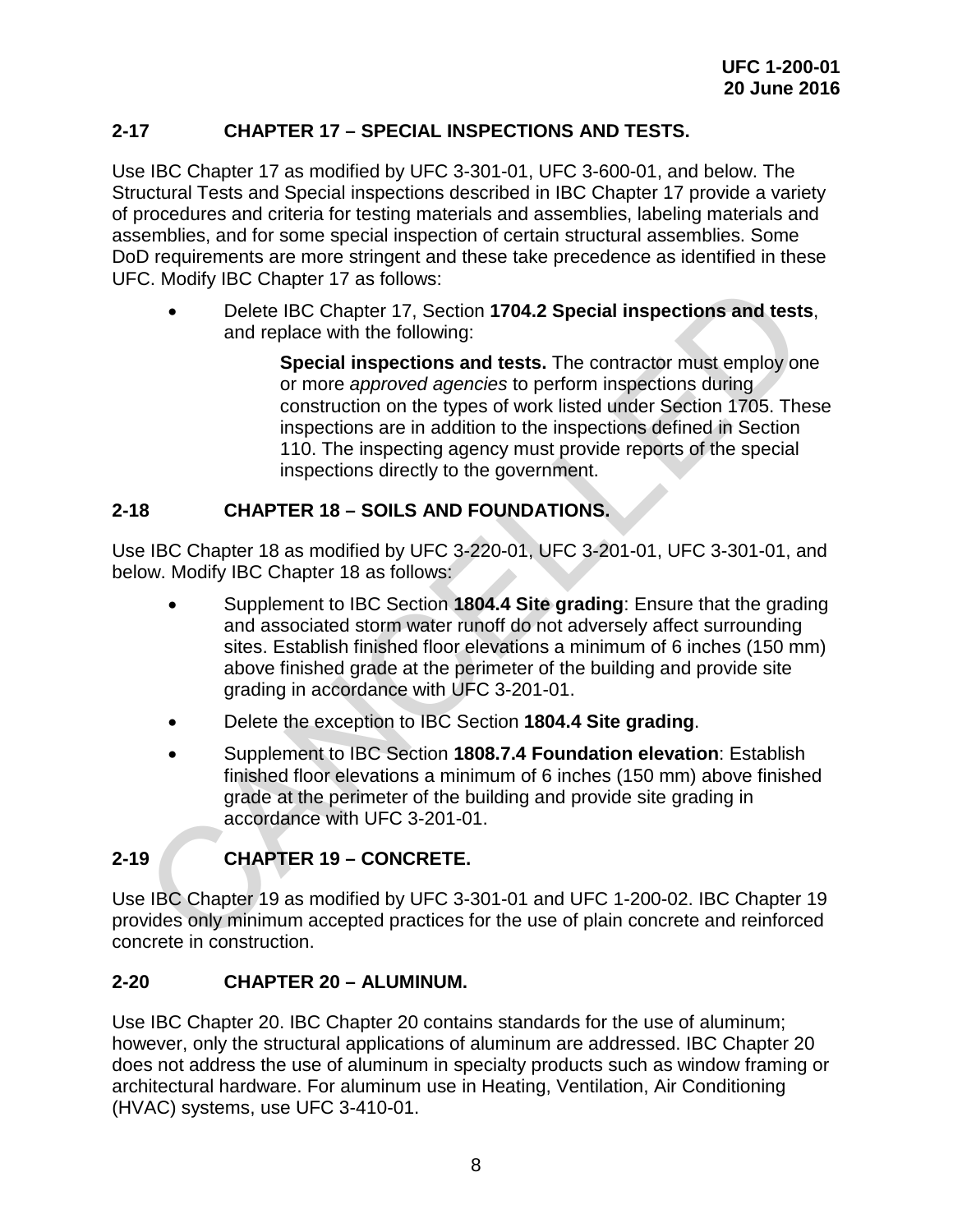## 2-17 CHAPTER 17 – SPECIAL INSPECTIONS AND TESTS.

Use IBC Chapter 17 as modified by UFC 3-301-01, UFC 3-600-01, and below. The Structural Tests and Special inspections described in IBC Chapter 17 provide a variety of procedures and criteria for testing materials and assemblies, labeling materials and assemblies, and for some special inspection of certain structural assemblies. Some DoD requirements are more stringent and these take precedence as identified in these UFC. Modify IBC Chapter 17 as follows:

- Delete IBC Chapter 17, Section **1704.2 Special inspections and tests**, and replace with the following:

  **Special inspections and tests.** The contractor must employ one or more *approved agencies* to perform inspections during construction on the types of work listed under Section 1705. These inspections are in addition to the inspections defined in Section 110. The inspecting agency must provide reports of the special inspections directly to the government.

## 2-18 CHAPTER 18 – SOILS AND FOUNDATIONS.

Use IBC Chapter 18 as modified by UFC 3-220-01, UFC 3-201-01, UFC 3-301-01, and below. Modify IBC Chapter 18 as follows:

- Supplement to IBC Section **1804.4 Site grading**: Ensure that the grading and associated storm water runoff do not adversely affect surrounding sites. Establish finished floor elevations a minimum of 6 inches (150 mm) above finished grade at the perimeter of the building and provide site grading in accordance with UFC 3-201-01.
- Delete the exception to IBC Section **1804.4 Site grading**.
- Supplement to IBC Section **1808.7.4 Foundation elevation**: Establish finished floor elevations a minimum of 6 inches (150 mm) above finished grade at the perimeter of the building and provide site grading in accordance with UFC 3-201-01.

## 2-19 CHAPTER 19 – CONCRETE.

Use IBC Chapter 19 as modified by UFC 3-301-01 and UFC 1-200-02. IBC Chapter 19 provides only minimum accepted practices for the use of plain concrete and reinforced concrete in construction.

## 2-20 CHAPTER 20 – ALUMINUM.

Use IBC Chapter 20. IBC Chapter 20 contains standards for the use of aluminum; however, only the structural applications of aluminum are addressed. IBC Chapter 20 does not address the use of aluminum in specialty products such as window framing or architectural hardware. For aluminum use in Heating, Ventilation, Air Conditioning (HVAC) systems, use UFC 3-410-01.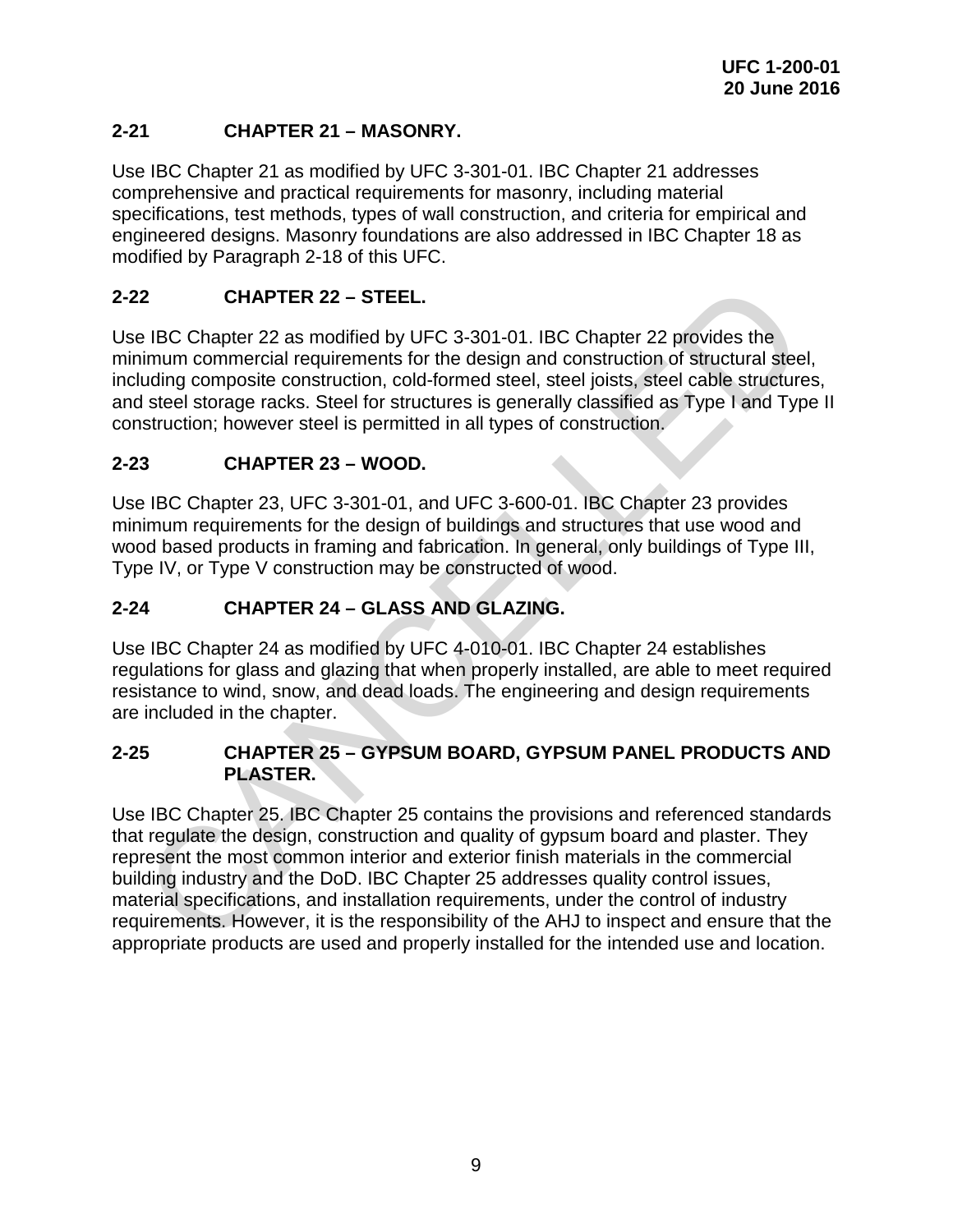## 2-21 CHAPTER 21 – MASONRY.

Use IBC Chapter 21 as modified by UFC 3-301-01. IBC Chapter 21 addresses comprehensive and practical requirements for masonry, including material specifications, test methods, types of wall construction, and criteria for empirical and engineered designs. Masonry foundations are also addressed in IBC Chapter 18 as modified by Paragraph 2-18 of this UFC.

## 2-22 CHAPTER 22 – STEEL.

Use IBC Chapter 22 as modified by UFC 3-301-01. IBC Chapter 22 provides the minimum commercial requirements for the design and construction of structural steel, including composite construction, cold-formed steel, steel joists, steel cable structures, and steel storage racks. Steel for structures is generally classified as Type I and Type II construction; however steel is permitted in all types of construction.

## 2-23 CHAPTER 23 – WOOD.

Use IBC Chapter 23, UFC 3-301-01, and UFC 3-600-01. IBC Chapter 23 provides minimum requirements for the design of buildings and structures that use wood and wood based products in framing and fabrication. In general, only buildings of Type III, Type IV, or Type V construction may be constructed of wood.

## 2-24 CHAPTER 24 – GLASS AND GLAZING.

Use IBC Chapter 24 as modified by UFC 4-010-01. IBC Chapter 24 establishes regulations for glass and glazing that when properly installed, are able to meet required resistance to wind, snow, and dead loads. The engineering and design requirements are included in the chapter.

## 2-25 CHAPTER 25 – GYPSUM BOARD, GYPSUM PANEL PRODUCTS AND PLASTER.

Use IBC Chapter 25. IBC Chapter 25 contains the provisions and referenced standards that regulate the design, construction and quality of gypsum board and plaster. They represent the most common interior and exterior finish materials in the commercial building industry and the DoD. IBC Chapter 25 addresses quality control issues, material specifications, and installation requirements, under the control of industry requirements. However, it is the responsibility of the AHJ to inspect and ensure that the appropriate products are used and properly installed for the intended use and location.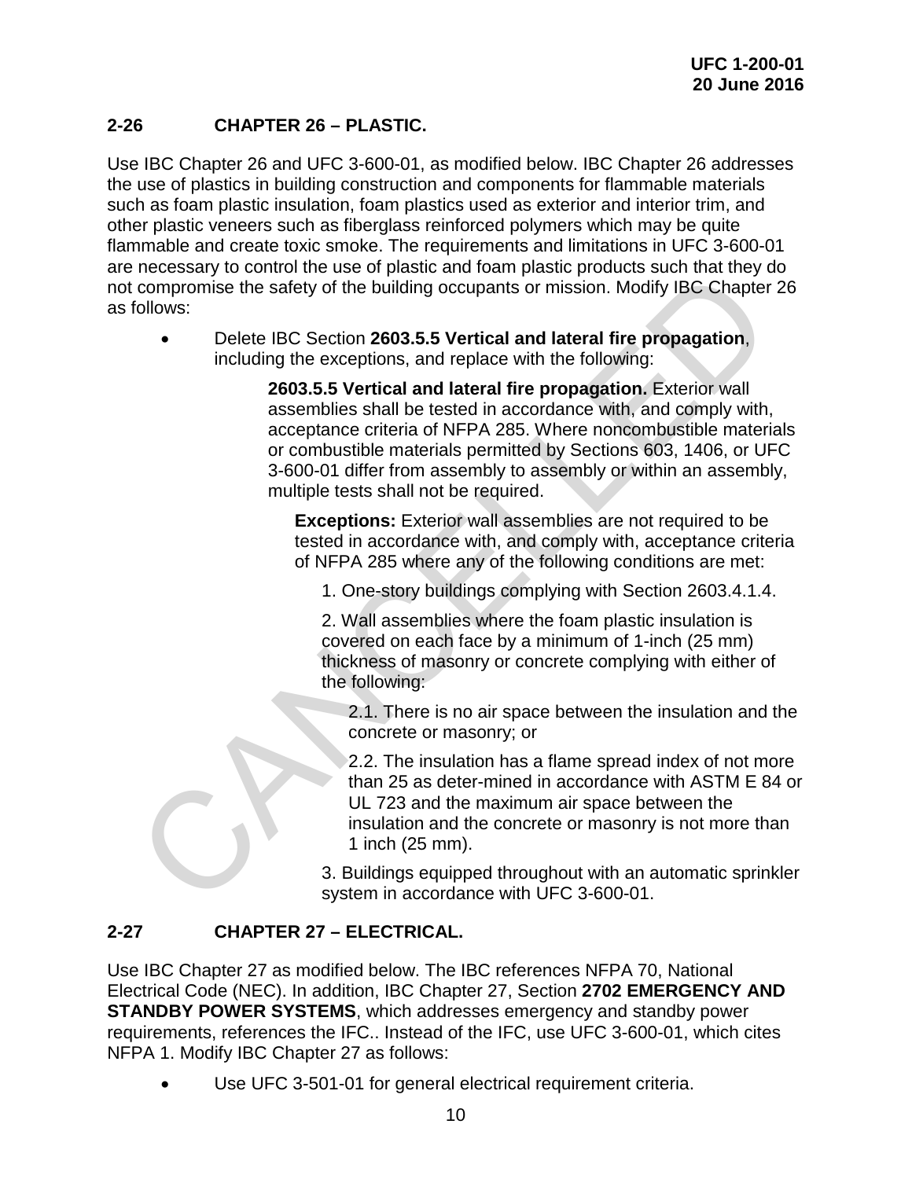## 2-26 CHAPTER 26 – PLASTIC.

Use IBC Chapter 26 and UFC 3-600-01, as modified below. IBC Chapter 26 addresses the use of plastics in building construction and components for flammable materials such as foam plastic insulation, foam plastics used as exterior and interior trim, and other plastic veneers such as fiberglass reinforced polymers which may be quite flammable and create toxic smoke. The requirements and limitations in UFC 3-600-01 are necessary to control the use of plastic and foam plastic products such that they do not compromise the safety of the building occupants or mission. Modify IBC Chapter 26 as follows:

- Delete IBC Section **2603.5.5 Vertical and lateral fire propagation**, including the exceptions, and replace with the following:

  > **2603.5.5 Vertical and lateral fire propagation.** Exterior wall assemblies shall be tested in accordance with, and comply with, acceptance criteria of NFPA 285. Where noncombustible materials or combustible materials permitted by Sections 603, 1406, or UFC 3-600-01 differ from assembly to assembly or within an assembly, multiple tests shall not be required.
  >
  > **Exceptions:** Exterior wall assemblies are not required to be tested in accordance with, and comply with, acceptance criteria of NFPA 285 where any of the following conditions are met:
  >
  > 1. One-story buildings complying with Section 2603.4.1.4.
  >
  > 2. Wall assemblies where the foam plastic insulation is covered on each face by a minimum of 1-inch (25 mm) thickness of masonry or concrete complying with either of the following:
  >
  >    2.1. There is no air space between the insulation and the concrete or masonry; or
  >
  >    2.2. The insulation has a flame spread index of not more than 25 as deter-mined in accordance with ASTM E 84 or UL 723 and the maximum air space between the insulation and the concrete or masonry is not more than 1 inch (25 mm).
  >
  > 3. Buildings equipped throughout with an automatic sprinkler system in accordance with UFC 3-600-01.

## 2-27 CHAPTER 27 – ELECTRICAL.

Use IBC Chapter 27 as modified below. The IBC references NFPA 70, National Electrical Code (NEC). In addition, IBC Chapter 27, Section **2702 EMERGENCY AND STANDBY POWER SYSTEMS**, which addresses emergency and standby power requirements, references the IFC.. Instead of the IFC, use UFC 3-600-01, which cites NFPA 1. Modify IBC Chapter 27 as follows:

- Use UFC 3-501-01 for general electrical requirement criteria.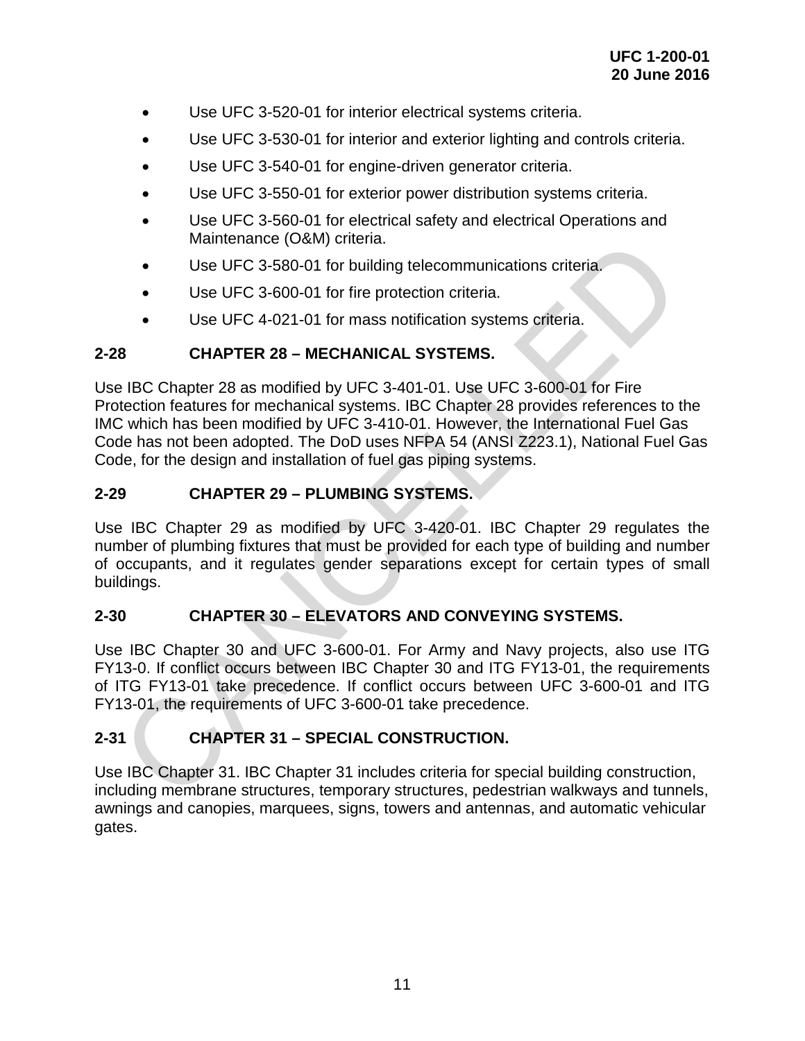- Use UFC 3-520-01 for interior electrical systems criteria.
- Use UFC 3-530-01 for interior and exterior lighting and controls criteria.
- Use UFC 3-540-01 for engine-driven generator criteria.
- Use UFC 3-550-01 for exterior power distribution systems criteria.
- Use UFC 3-560-01 for electrical safety and electrical Operations and Maintenance (O&M) criteria.
- Use UFC 3-580-01 for building telecommunications criteria.
- Use UFC 3-600-01 for fire protection criteria.
- Use UFC 4-021-01 for mass notification systems criteria.

## 2-28 CHAPTER 28 – MECHANICAL SYSTEMS.

Use IBC Chapter 28 as modified by UFC 3-401-01. Use UFC 3-600-01 for Fire Protection features for mechanical systems. IBC Chapter 28 provides references to the IMC which has been modified by UFC 3-410-01. However, the International Fuel Gas Code has not been adopted. The DoD uses NFPA 54 (ANSI Z223.1), National Fuel Gas Code, for the design and installation of fuel gas piping systems.

## 2-29 CHAPTER 29 – PLUMBING SYSTEMS.

Use IBC Chapter 29 as modified by UFC 3-420-01. IBC Chapter 29 regulates the number of plumbing fixtures that must be provided for each type of building and number of occupants, and it regulates gender separations except for certain types of small buildings.

## 2-30 CHAPTER 30 – ELEVATORS AND CONVEYING SYSTEMS.

Use IBC Chapter 30 and UFC 3-600-01. For Army and Navy projects, also use ITG FY13-0. If conflict occurs between IBC Chapter 30 and ITG FY13-01, the requirements of ITG FY13-01 take precedence. If conflict occurs between UFC 3-600-01 and ITG FY13-01, the requirements of UFC 3-600-01 take precedence.

## 2-31 CHAPTER 31 – SPECIAL CONSTRUCTION.

Use IBC Chapter 31. IBC Chapter 31 includes criteria for special building construction, including membrane structures, temporary structures, pedestrian walkways and tunnels, awnings and canopies, marquees, signs, towers and antennas, and automatic vehicular gates.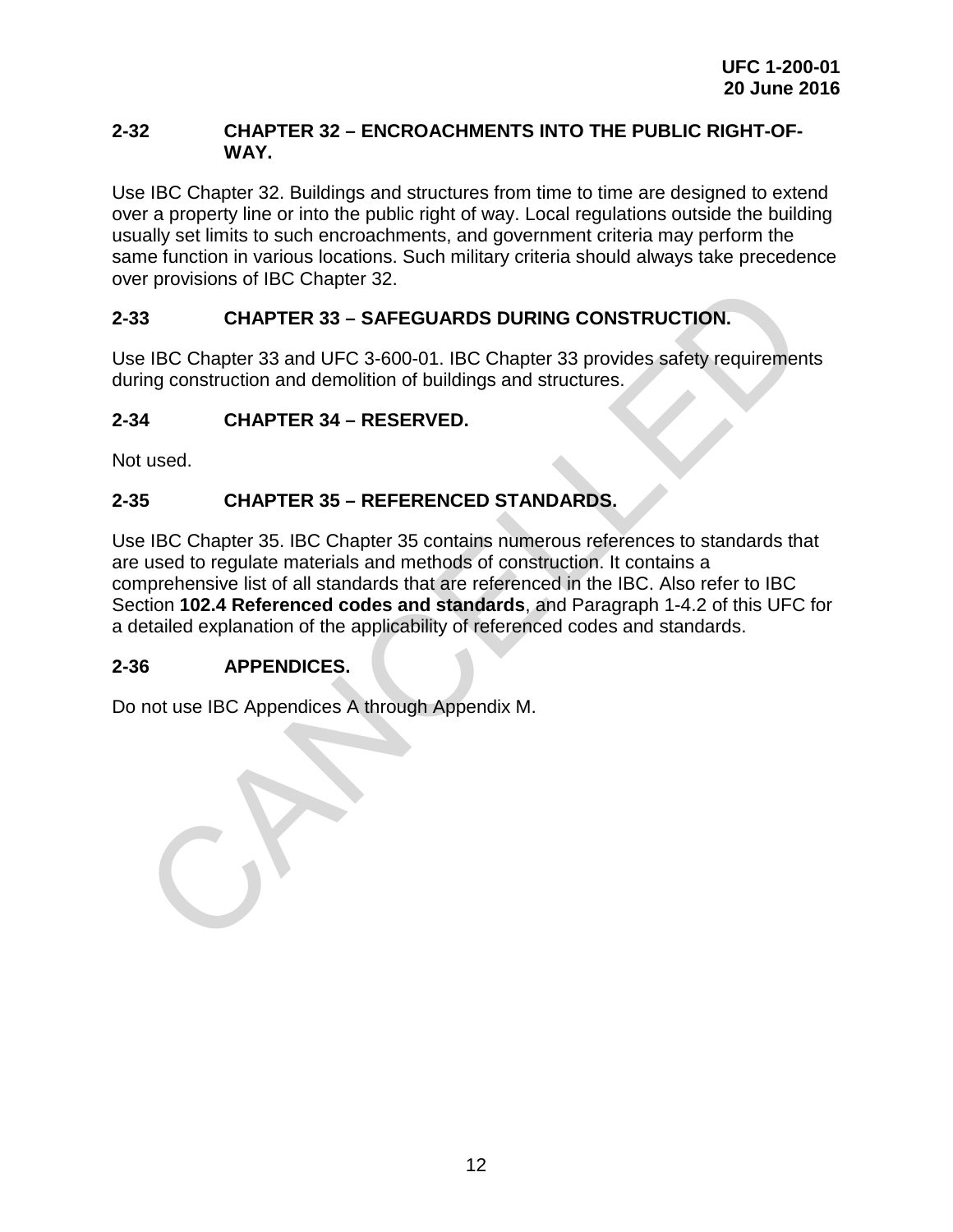## 2-32 CHAPTER 32 – ENCROACHMENTS INTO THE PUBLIC RIGHT-OF-WAY.

Use IBC Chapter 32. Buildings and structures from time to time are designed to extend over a property line or into the public right of way. Local regulations outside the building usually set limits to such encroachments, and government criteria may perform the same function in various locations. Such military criteria should always take precedence over provisions of IBC Chapter 32.

## 2-33 CHAPTER 33 – SAFEGUARDS DURING CONSTRUCTION.

Use IBC Chapter 33 and UFC 3-600-01. IBC Chapter 33 provides safety requirements during construction and demolition of buildings and structures.

## 2-34 CHAPTER 34 – RESERVED.

Not used.

## 2-35 CHAPTER 35 – REFERENCED STANDARDS.

Use IBC Chapter 35. IBC Chapter 35 contains numerous references to standards that are used to regulate materials and methods of construction. It contains a comprehensive list of all standards that are referenced in the IBC. Also refer to IBC Section **102.4 Referenced codes and standards**, and Paragraph 1-4.2 of this UFC for a detailed explanation of the applicability of referenced codes and standards.

## 2-36 APPENDICES.

Do not use IBC Appendices A through Appendix M.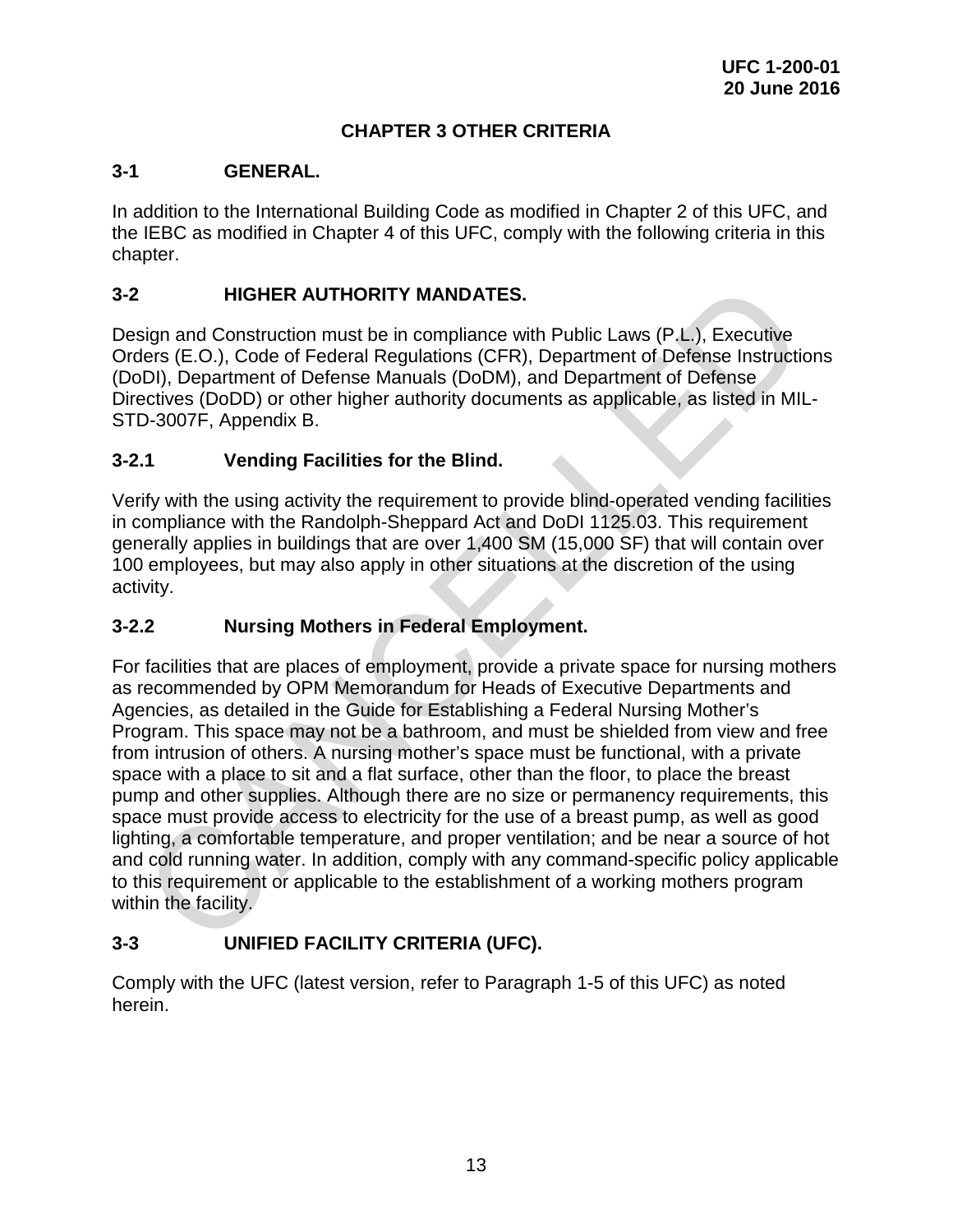# CHAPTER 3 OTHER CRITERIA

## 3-1 GENERAL.

In addition to the International Building Code as modified in Chapter 2 of this UFC, and the IEBC as modified in Chapter 4 of this UFC, comply with the following criteria in this chapter.

## 3-2 HIGHER AUTHORITY MANDATES.

Design and Construction must be in compliance with Public Laws (P.L.), Executive Orders (E.O.), Code of Federal Regulations (CFR), Department of Defense Instructions (DoDI), Department of Defense Manuals (DoDM), and Department of Defense Directives (DoDD) or other higher authority documents as applicable, as listed in MIL-STD-3007F, Appendix B.

### 3-2.1 Vending Facilities for the Blind.

Verify with the using activity the requirement to provide blind-operated vending facilities in compliance with the Randolph-Sheppard Act and DoDI 1125.03. This requirement generally applies in buildings that are over 1,400 SM (15,000 SF) that will contain over 100 employees, but may also apply in other situations at the discretion of the using activity.

### 3-2.2 Nursing Mothers in Federal Employment.

For facilities that are places of employment, provide a private space for nursing mothers as recommended by OPM Memorandum for Heads of Executive Departments and Agencies, as detailed in the Guide for Establishing a Federal Nursing Mother's Program. This space may not be a bathroom, and must be shielded from view and free from intrusion of others. A nursing mother's space must be functional, with a private space with a place to sit and a flat surface, other than the floor, to place the breast pump and other supplies. Although there are no size or permanency requirements, this space must provide access to electricity for the use of a breast pump, as well as good lighting, a comfortable temperature, and proper ventilation; and be near a source of hot and cold running water. In addition, comply with any command-specific policy applicable to this requirement or applicable to the establishment of a working mothers program within the facility.

## 3-3 UNIFIED FACILITY CRITERIA (UFC).

Comply with the UFC (latest version, refer to Paragraph 1-5 of this UFC) as noted herein.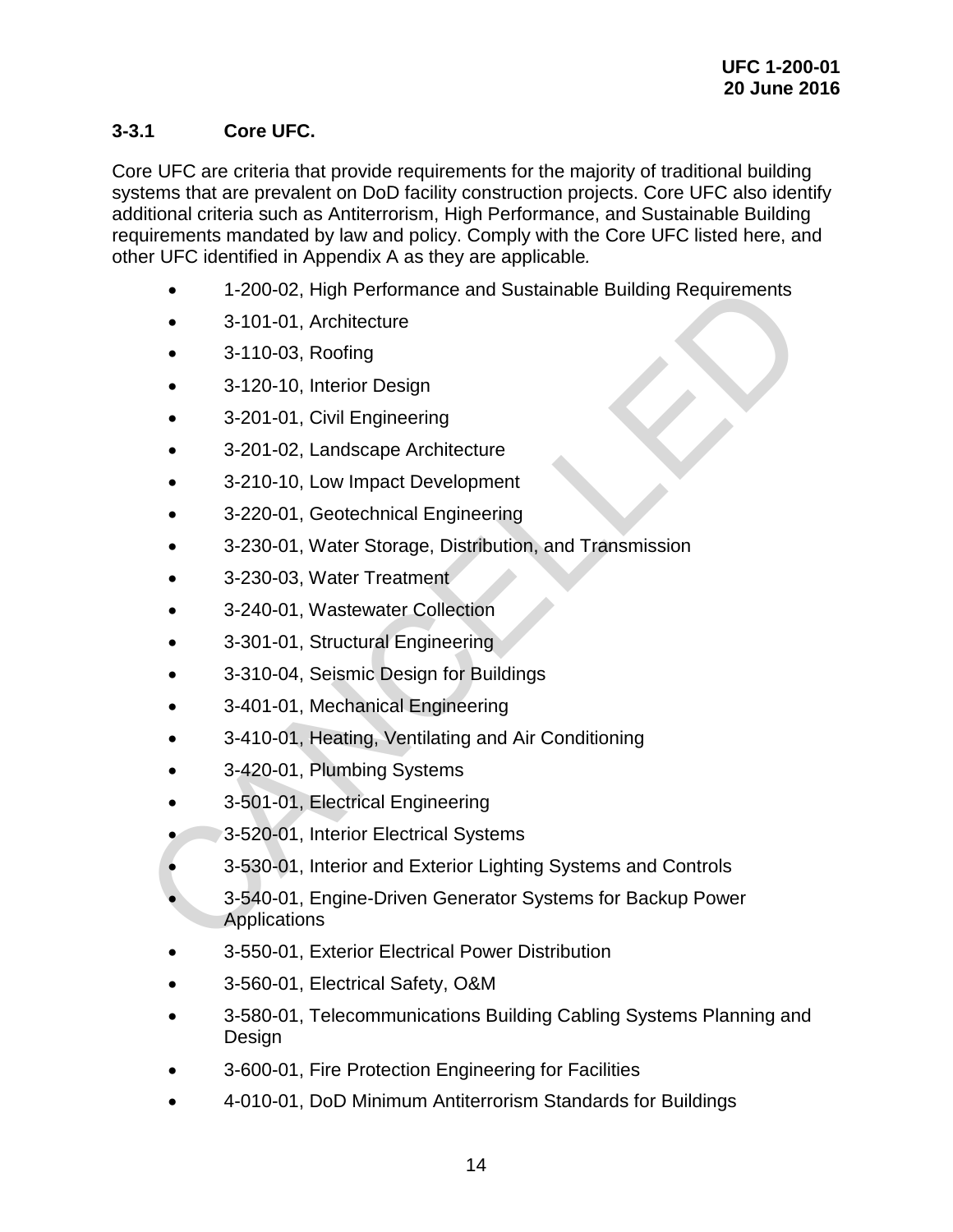### 3-3.1 Core UFC.

Core UFC are criteria that provide requirements for the majority of traditional building systems that are prevalent on DoD facility construction projects. Core UFC also identify additional criteria such as Antiterrorism, High Performance, and Sustainable Building requirements mandated by law and policy. Comply with the Core UFC listed here, and other UFC identified in Appendix A as they are applicable*.*

- 1-200-02, High Performance and Sustainable Building Requirements
- 3-101-01, Architecture
- 3-110-03, Roofing
- 3-120-10, Interior Design
- 3-201-01, Civil Engineering
- 3-201-02, Landscape Architecture
- 3-210-10, Low Impact Development
- 3-220-01, Geotechnical Engineering
- 3-230-01, Water Storage, Distribution, and Transmission
- 3-230-03, Water Treatment
- 3-240-01, Wastewater Collection
- 3-301-01, Structural Engineering
- 3-310-04, Seismic Design for Buildings
- 3-401-01, Mechanical Engineering
- 3-410-01, Heating, Ventilating and Air Conditioning
- 3-420-01, Plumbing Systems
- 3-501-01, Electrical Engineering
- 3-520-01, Interior Electrical Systems
- 3-530-01, Interior and Exterior Lighting Systems and Controls
- 3-540-01, Engine-Driven Generator Systems for Backup Power Applications
- 3-550-01, Exterior Electrical Power Distribution
- 3-560-01, Electrical Safety, O&M
- 3-580-01, Telecommunications Building Cabling Systems Planning and Design
- 3-600-01, Fire Protection Engineering for Facilities
- 4-010-01, DoD Minimum Antiterrorism Standards for Buildings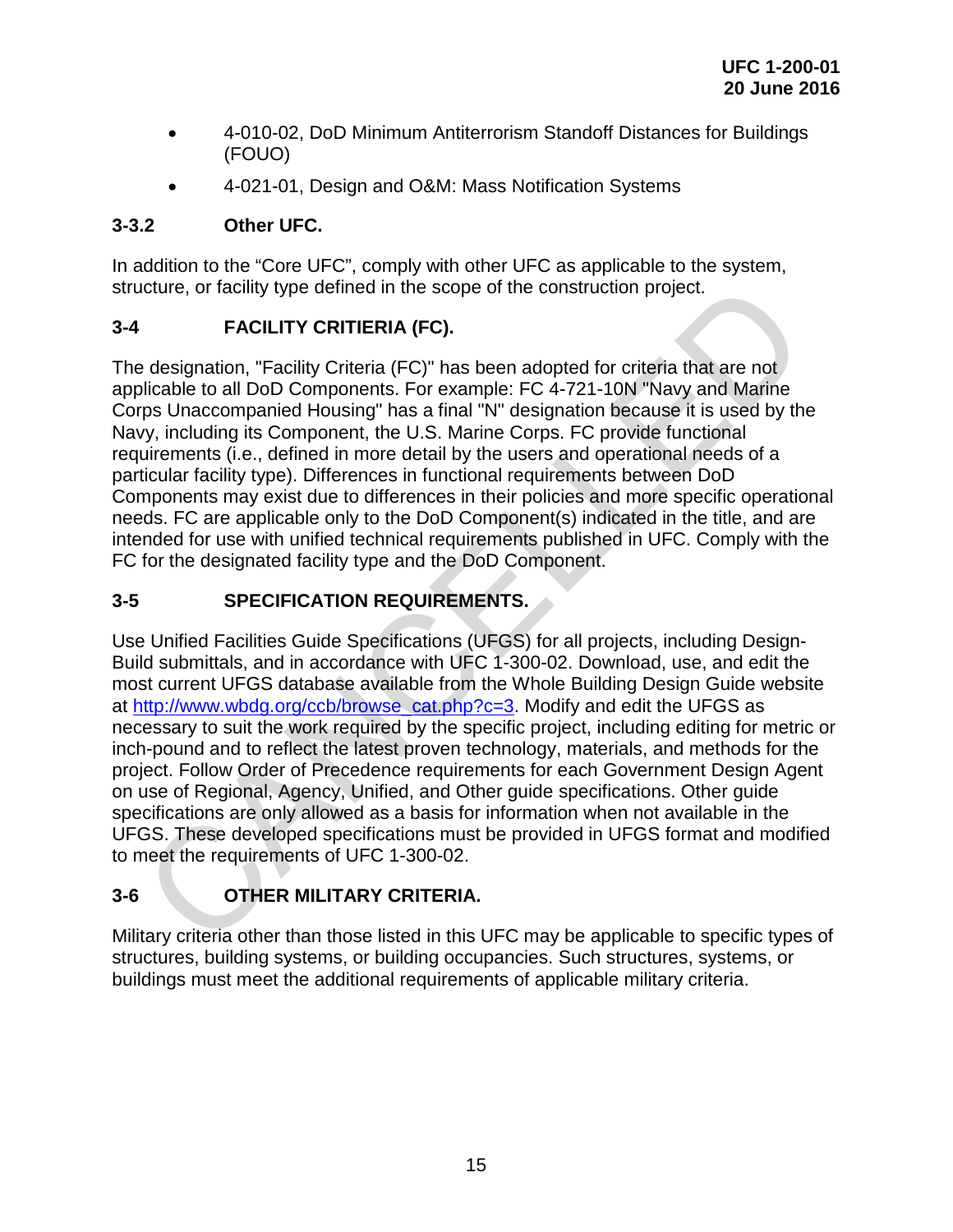- 4-010-02, DoD Minimum Antiterrorism Standoff Distances for Buildings (FOUO)
- 4-021-01, Design and O&M: Mass Notification Systems

### 3-3.2 Other UFC.

In addition to the "Core UFC", comply with other UFC as applicable to the system, structure, or facility type defined in the scope of the construction project.

## 3-4 FACILITY CRITIERIA (FC).

The designation, "Facility Criteria (FC)" has been adopted for criteria that are not applicable to all DoD Components. For example: FC 4-721-10N "Navy and Marine Corps Unaccompanied Housing" has a final "N" designation because it is used by the Navy, including its Component, the U.S. Marine Corps. FC provide functional requirements (i.e., defined in more detail by the users and operational needs of a particular facility type). Differences in functional requirements between DoD Components may exist due to differences in their policies and more specific operational needs. FC are applicable only to the DoD Component(s) indicated in the title, and are intended for use with unified technical requirements published in UFC. Comply with the FC for the designated facility type and the DoD Component.

## 3-5 SPECIFICATION REQUIREMENTS.

Use Unified Facilities Guide Specifications (UFGS) for all projects, including Design-Build submittals, and in accordance with UFC 1-300-02. Download, use, and edit the most current UFGS database available from the Whole Building Design Guide website at http://www.wbdg.org/ccb/browse_cat.php?c=3. Modify and edit the UFGS as necessary to suit the work required by the specific project, including editing for metric or inch-pound and to reflect the latest proven technology, materials, and methods for the project. Follow Order of Precedence requirements for each Government Design Agent on use of Regional, Agency, Unified, and Other guide specifications. Other guide specifications are only allowed as a basis for information when not available in the UFGS. These developed specifications must be provided in UFGS format and modified to meet the requirements of UFC 1-300-02.

## 3-6 OTHER MILITARY CRITERIA.

Military criteria other than those listed in this UFC may be applicable to specific types of structures, building systems, or building occupancies. Such structures, systems, or buildings must meet the additional requirements of applicable military criteria.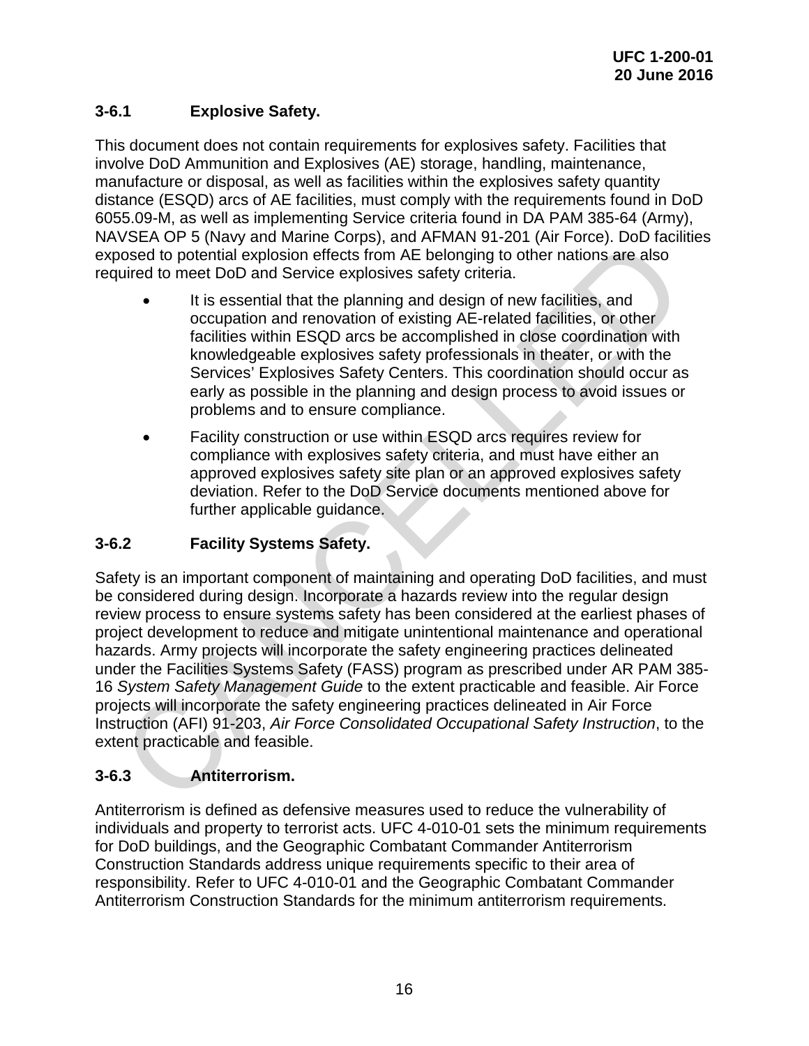### 3-6.1 Explosive Safety.

This document does not contain requirements for explosives safety. Facilities that involve DoD Ammunition and Explosives (AE) storage, handling, maintenance, manufacture or disposal, as well as facilities within the explosives safety quantity distance (ESQD) arcs of AE facilities, must comply with the requirements found in DoD 6055.09-M, as well as implementing Service criteria found in DA PAM 385-64 (Army), NAVSEA OP 5 (Navy and Marine Corps), and AFMAN 91-201 (Air Force). DoD facilities exposed to potential explosion effects from AE belonging to other nations are also required to meet DoD and Service explosives safety criteria.

- It is essential that the planning and design of new facilities, and occupation and renovation of existing AE-related facilities, or other facilities within ESQD arcs be accomplished in close coordination with knowledgeable explosives safety professionals in theater, or with the Services' Explosives Safety Centers. This coordination should occur as early as possible in the planning and design process to avoid issues or problems and to ensure compliance.
- Facility construction or use within ESQD arcs requires review for compliance with explosives safety criteria, and must have either an approved explosives safety site plan or an approved explosives safety deviation. Refer to the DoD Service documents mentioned above for further applicable guidance.

### 3-6.2 Facility Systems Safety.

Safety is an important component of maintaining and operating DoD facilities, and must be considered during design. Incorporate a hazards review into the regular design review process to ensure systems safety has been considered at the earliest phases of project development to reduce and mitigate unintentional maintenance and operational hazards. Army projects will incorporate the safety engineering practices delineated under the Facilities Systems Safety (FASS) program as prescribed under AR PAM 385-16 *System Safety Management Guide* to the extent practicable and feasible. Air Force projects will incorporate the safety engineering practices delineated in Air Force Instruction (AFI) 91-203, *Air Force Consolidated Occupational Safety Instruction*, to the extent practicable and feasible.

### 3-6.3 Antiterrorism.

Antiterrorism is defined as defensive measures used to reduce the vulnerability of individuals and property to terrorist acts. UFC 4-010-01 sets the minimum requirements for DoD buildings, and the Geographic Combatant Commander Antiterrorism Construction Standards address unique requirements specific to their area of responsibility. Refer to UFC 4-010-01 and the Geographic Combatant Commander Antiterrorism Construction Standards for the minimum antiterrorism requirements.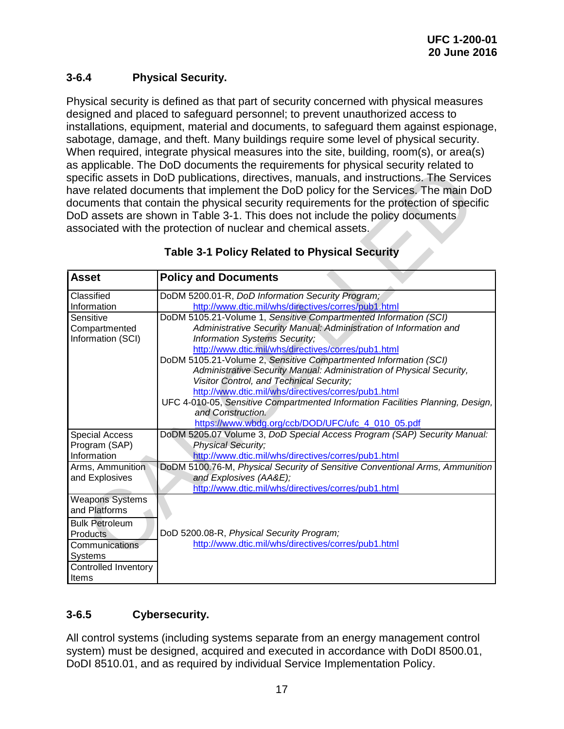### 3-6.4 Physical Security.

Physical security is defined as that part of security concerned with physical measures designed and placed to safeguard personnel; to prevent unauthorized access to installations, equipment, material and documents, to safeguard them against espionage, sabotage, damage, and theft. Many buildings require some level of physical security. When required, integrate physical measures into the site, building, room(s), or area(s) as applicable. The DoD documents the requirements for physical security related to specific assets in DoD publications, directives, manuals, and instructions. The Services have related documents that implement the DoD policy for the Services. The main DoD documents that contain the physical security requirements for the protection of specific DoD assets are shown in Table 3-1. This does not include the policy documents associated with the protection of nuclear and chemical assets.

**Table 3-1 Policy Related to Physical Security**

| Asset | Policy and Documents |
|---|---|
| Classified Information | DoDM 5200.01-R, *DoD Information Security Program;* http://www.dtic.mil/whs/directives/corres/pub1.html |
| Sensitive Compartmented Information (SCI) | DoDM 5105.21-Volume 1, *Sensitive Compartmented Information (SCI) Administrative Security Manual: Administration of Information and Information Systems Security;* http://www.dtic.mil/whs/directives/corres/pub1.html<br>DoDM 5105.21-Volume 2, *Sensitive Compartmented Information (SCI) Administrative Security Manual: Administration of Physical Security, Visitor Control, and Technical Security;* http://www.dtic.mil/whs/directives/corres/pub1.html<br>UFC 4-010-05, *Sensitive Compartmented Information Facilities Planning, Design, and Construction.* https://www.wbdg.org/ccb/DOD/UFC/ufc_4_010_05.pdf |
| Special Access Program (SAP) Information | DoDM 5205.07 Volume 3, *DoD Special Access Program (SAP) Security Manual: Physical Security;* http://www.dtic.mil/whs/directives/corres/pub1.html |
| Arms, Ammunition and Explosives | DoDM 5100.76-M, *Physical Security of Sensitive Conventional Arms, Ammunition and Explosives (AA&E);* http://www.dtic.mil/whs/directives/corres/pub1.html |
| Weapons Systems and Platforms | DoD 5200.08-R, *Physical Security Program;* http://www.dtic.mil/whs/directives/corres/pub1.html |
| Bulk Petroleum Products | |
| Communications Systems | |
| Controlled Inventory Items | |

### 3-6.5 Cybersecurity.

All control systems (including systems separate from an energy management control system) must be designed, acquired and executed in accordance with DoDI 8500.01, DoDI 8510.01, and as required by individual Service Implementation Policy.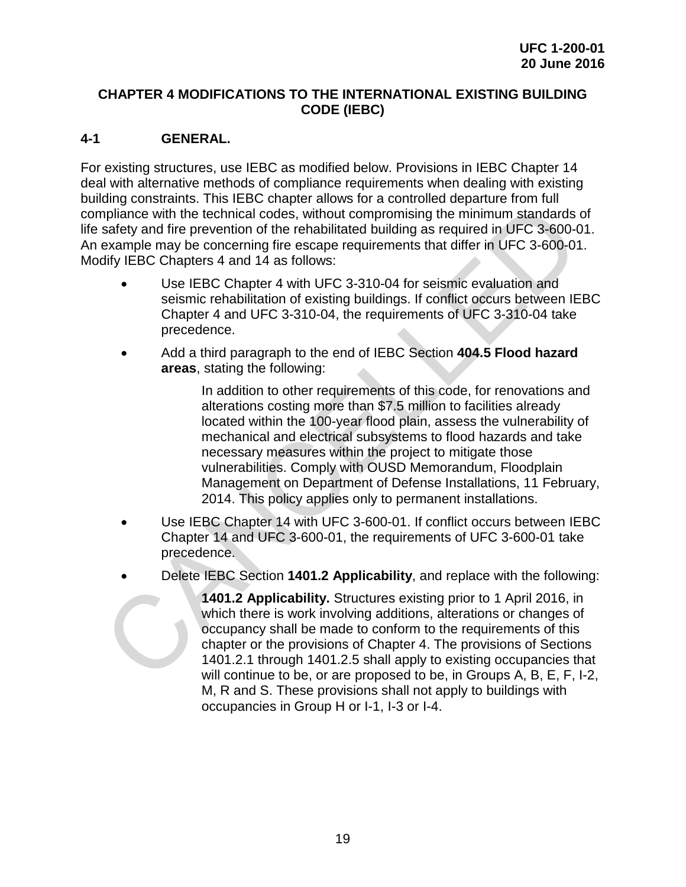# CHAPTER 4 MODIFICATIONS TO THE INTERNATIONAL EXISTING BUILDING CODE (IEBC)

## 4-1 GENERAL.

For existing structures, use IEBC as modified below. Provisions in IEBC Chapter 14 deal with alternative methods of compliance requirements when dealing with existing building constraints. This IEBC chapter allows for a controlled departure from full compliance with the technical codes, without compromising the minimum standards of life safety and fire prevention of the rehabilitated building as required in UFC 3-600-01. An example may be concerning fire escape requirements that differ in UFC 3-600-01. Modify IEBC Chapters 4 and 14 as follows:

- Use IEBC Chapter 4 with UFC 3-310-04 for seismic evaluation and seismic rehabilitation of existing buildings. If conflict occurs between IEBC Chapter 4 and UFC 3-310-04, the requirements of UFC 3-310-04 take precedence.
- Add a third paragraph to the end of IEBC Section **404.5 Flood hazard areas**, stating the following:

  > In addition to other requirements of this code, for renovations and alterations costing more than $7.5 million to facilities already located within the 100-year flood plain, assess the vulnerability of mechanical and electrical subsystems to flood hazards and take necessary measures within the project to mitigate those vulnerabilities. Comply with OUSD Memorandum, Floodplain Management on Department of Defense Installations, 11 February, 2014. This policy applies only to permanent installations.

- Use IEBC Chapter 14 with UFC 3-600-01. If conflict occurs between IEBC Chapter 14 and UFC 3-600-01, the requirements of UFC 3-600-01 take precedence.
- Delete IEBC Section **1401.2 Applicability**, and replace with the following:

  > **1401.2 Applicability.** Structures existing prior to 1 April 2016, in which there is work involving additions, alterations or changes of occupancy shall be made to conform to the requirements of this chapter or the provisions of Chapter 4. The provisions of Sections 1401.2.1 through 1401.2.5 shall apply to existing occupancies that will continue to be, or are proposed to be, in Groups A, B, E, F, I-2, M, R and S. These provisions shall not apply to buildings with occupancies in Group H or I-1, I-3 or I-4.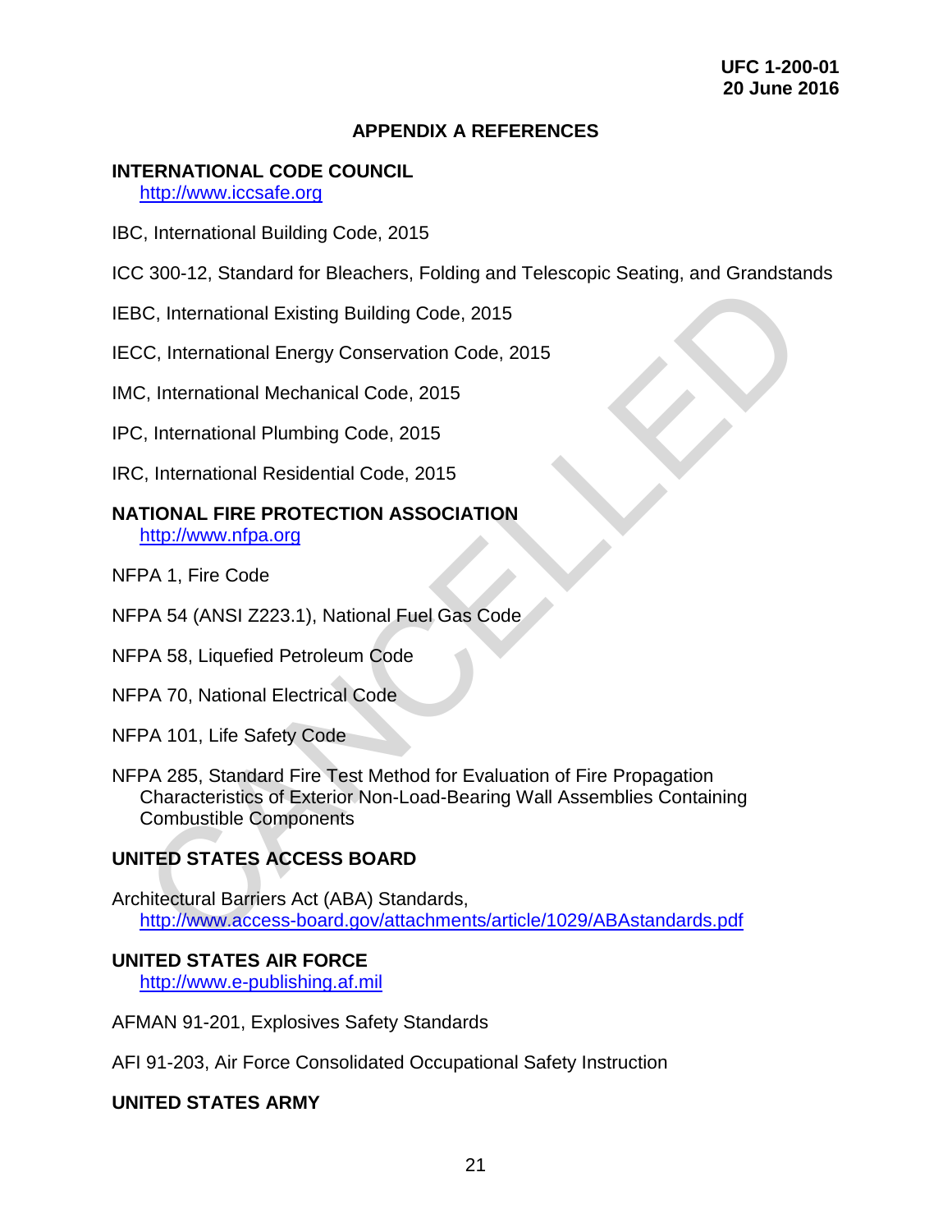## APPENDIX A REFERENCES

### INTERNATIONAL CODE COUNCIL

http://www.iccsafe.org

IBC, International Building Code, 2015

ICC 300-12, Standard for Bleachers, Folding and Telescopic Seating, and Grandstands

IEBC, International Existing Building Code, 2015

IECC, International Energy Conservation Code, 2015

IMC, International Mechanical Code, 2015

IPC, International Plumbing Code, 2015

IRC, International Residential Code, 2015

### NATIONAL FIRE PROTECTION ASSOCIATION

http://www.nfpa.org

NFPA 1, Fire Code

NFPA 54 (ANSI Z223.1), National Fuel Gas Code

NFPA 58, Liquefied Petroleum Code

NFPA 70, National Electrical Code

NFPA 101, Life Safety Code

NFPA 285, Standard Fire Test Method for Evaluation of Fire Propagation Characteristics of Exterior Non-Load-Bearing Wall Assemblies Containing Combustible Components

### UNITED STATES ACCESS BOARD

Architectural Barriers Act (ABA) Standards, http://www.access-board.gov/attachments/article/1029/ABAstandards.pdf

### UNITED STATES AIR FORCE

http://www.e-publishing.af.mil

AFMAN 91-201, Explosives Safety Standards

AFI 91-203, Air Force Consolidated Occupational Safety Instruction

### UNITED STATES ARMY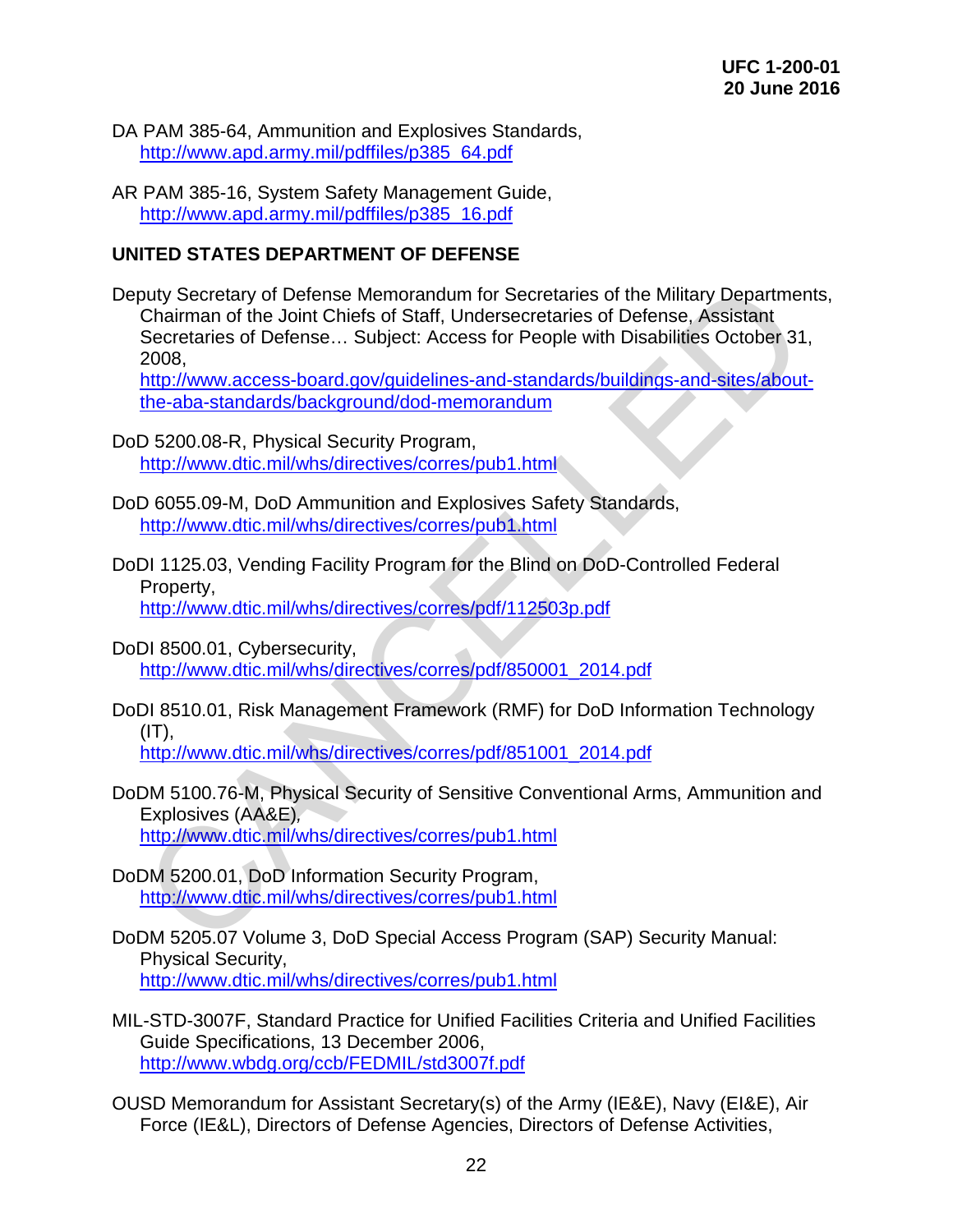DA PAM 385-64, Ammunition and Explosives Standards,
http://www.apd.army.mil/pdffiles/p385_64.pdf

AR PAM 385-16, System Safety Management Guide,
http://www.apd.army.mil/pdffiles/p385_16.pdf

**UNITED STATES DEPARTMENT OF DEFENSE**

Deputy Secretary of Defense Memorandum for Secretaries of the Military Departments, Chairman of the Joint Chiefs of Staff, Undersecretaries of Defense, Assistant Secretaries of Defense… Subject: Access for People with Disabilities October 31, 2008,
http://www.access-board.gov/guidelines-and-standards/buildings-and-sites/about-the-aba-standards/background/dod-memorandum

DoD 5200.08-R, Physical Security Program,
http://www.dtic.mil/whs/directives/corres/pub1.html

DoD 6055.09-M, DoD Ammunition and Explosives Safety Standards,
http://www.dtic.mil/whs/directives/corres/pub1.html

DoDI 1125.03, Vending Facility Program for the Blind on DoD-Controlled Federal Property,
http://www.dtic.mil/whs/directives/corres/pdf/112503p.pdf

DoDI 8500.01, Cybersecurity,
http://www.dtic.mil/whs/directives/corres/pdf/850001_2014.pdf

DoDI 8510.01, Risk Management Framework (RMF) for DoD Information Technology (IT),
http://www.dtic.mil/whs/directives/corres/pdf/851001_2014.pdf

DoDM 5100.76-M, Physical Security of Sensitive Conventional Arms, Ammunition and Explosives (AA&E),
http://www.dtic.mil/whs/directives/corres/pub1.html

DoDM 5200.01, DoD Information Security Program,
http://www.dtic.mil/whs/directives/corres/pub1.html

DoDM 5205.07 Volume 3, DoD Special Access Program (SAP) Security Manual: Physical Security,
http://www.dtic.mil/whs/directives/corres/pub1.html

MIL-STD-3007F, Standard Practice for Unified Facilities Criteria and Unified Facilities Guide Specifications, 13 December 2006,
http://www.wbdg.org/ccb/FEDMIL/std3007f.pdf

OUSD Memorandum for Assistant Secretary(s) of the Army (IE&E), Navy (EI&E), Air Force (IE&L), Directors of Defense Agencies, Directors of Defense Activities,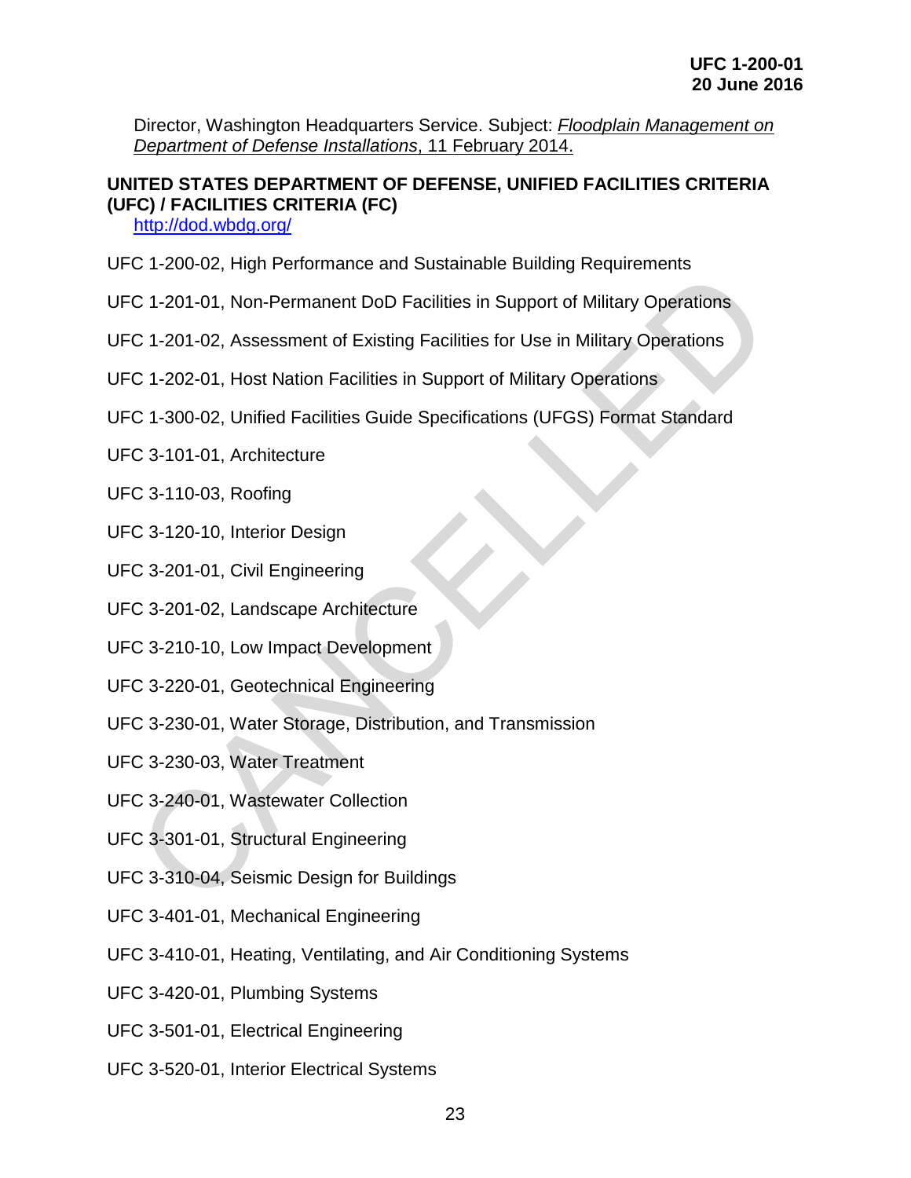Director, Washington Headquarters Service. Subject: *Floodplain Management on Department of Defense Installations*, 11 February 2014.

**UNITED STATES DEPARTMENT OF DEFENSE, UNIFIED FACILITIES CRITERIA (UFC) / FACILITIES CRITERIA (FC)**

http://dod.wbdg.org/

UFC 1-200-02, High Performance and Sustainable Building Requirements

UFC 1-201-01, Non-Permanent DoD Facilities in Support of Military Operations

UFC 1-201-02, Assessment of Existing Facilities for Use in Military Operations

UFC 1-202-01, Host Nation Facilities in Support of Military Operations

UFC 1-300-02, Unified Facilities Guide Specifications (UFGS) Format Standard

UFC 3-101-01, Architecture

UFC 3-110-03, Roofing

UFC 3-120-10, Interior Design

UFC 3-201-01, Civil Engineering

UFC 3-201-02, Landscape Architecture

UFC 3-210-10, Low Impact Development

UFC 3-220-01, Geotechnical Engineering

UFC 3-230-01, Water Storage, Distribution, and Transmission

UFC 3-230-03, Water Treatment

UFC 3-240-01, Wastewater Collection

UFC 3-301-01, Structural Engineering

UFC 3-310-04, Seismic Design for Buildings

UFC 3-401-01, Mechanical Engineering

UFC 3-410-01, Heating, Ventilating, and Air Conditioning Systems

UFC 3-420-01, Plumbing Systems

UFC 3-501-01, Electrical Engineering

UFC 3-520-01, Interior Electrical Systems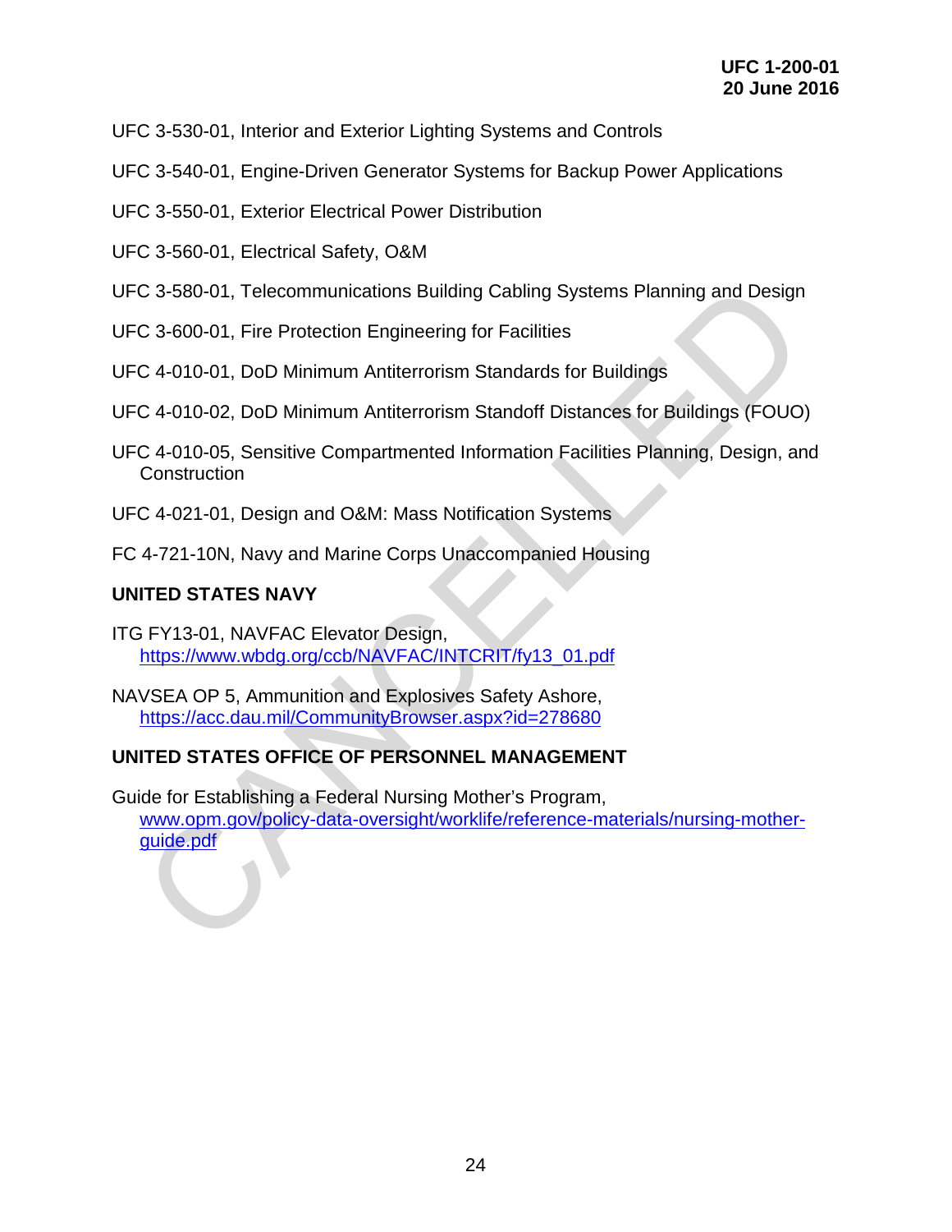UFC 3-530-01, Interior and Exterior Lighting Systems and Controls

UFC 3-540-01, Engine-Driven Generator Systems for Backup Power Applications

UFC 3-550-01, Exterior Electrical Power Distribution

UFC 3-560-01, Electrical Safety, O&M

UFC 3-580-01, Telecommunications Building Cabling Systems Planning and Design

UFC 3-600-01, Fire Protection Engineering for Facilities

UFC 4-010-01, DoD Minimum Antiterrorism Standards for Buildings

UFC 4-010-02, DoD Minimum Antiterrorism Standoff Distances for Buildings (FOUO)

UFC 4-010-05, Sensitive Compartmented Information Facilities Planning, Design, and Construction

UFC 4-021-01, Design and O&M: Mass Notification Systems

FC 4-721-10N, Navy and Marine Corps Unaccompanied Housing

**UNITED STATES NAVY**

ITG FY13-01, NAVFAC Elevator Design, https://www.wbdg.org/ccb/NAVFAC/INTCRIT/fy13_01.pdf

NAVSEA OP 5, Ammunition and Explosives Safety Ashore, https://acc.dau.mil/CommunityBrowser.aspx?id=278680

**UNITED STATES OFFICE OF PERSONNEL MANAGEMENT**

Guide for Establishing a Federal Nursing Mother's Program, www.opm.gov/policy-data-oversight/worklife/reference-materials/nursing-mother-guide.pdf